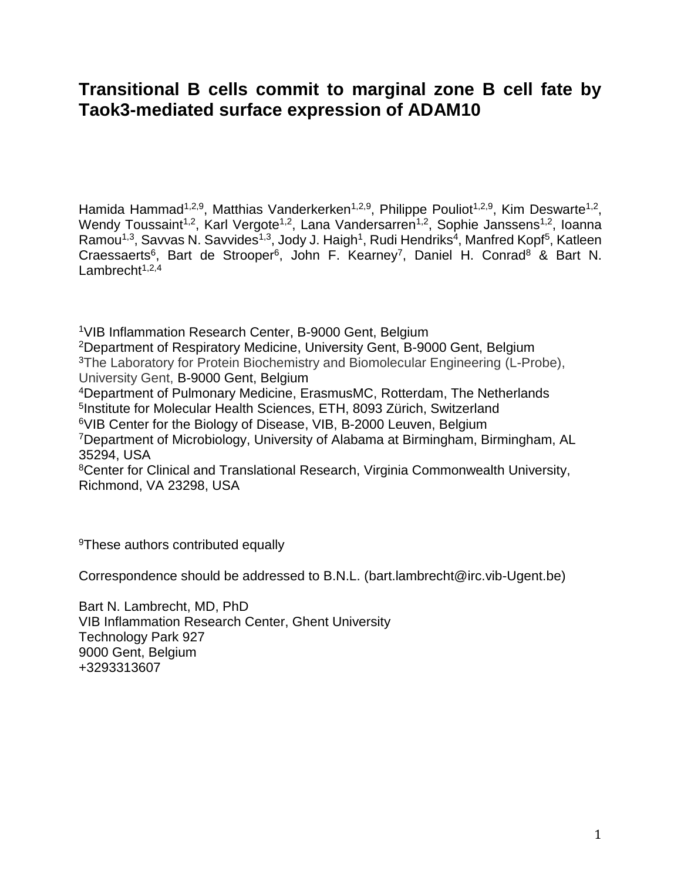# Transitional B cells commit to marginal zone B cell fate by Taok3-mediated surface expression of ADAM10

Hamida Hammad[1,2,9], Matthias Vanderkerken[1,2,9], Philippe Pouliot[1,2,9], Kim Deswarte[1,2], Wendy Toussaint[1,2], Karl Vergote[1,2], Lana Vandersarren[1,2], Sophie Janssens[1,2], Ioanna Ramou[1,3], Savvas N. Savvides[1,3], Jody J. Haigh[1], Rudi Hendriks[4], Manfred Kopf[5], Katleen Craessaerts[6], Bart de Strooper[6], John F. Kearney[7], Daniel H. Conrad[8] & Bart N. Lambrecht[1,2,4]

[1]VIB Inflammation Research Center, B-9000 Gent, Belgium
[2]Department of Respiratory Medicine, University Gent, B-9000 Gent, Belgium
[3]The Laboratory for Protein Biochemistry and Biomolecular Engineering (L-Probe), University Gent, B-9000 Gent, Belgium
[4]Department of Pulmonary Medicine, ErasmusMC, Rotterdam, The Netherlands
[5]Institute for Molecular Health Sciences, ETH, 8093 Zürich, Switzerland
[6]VIB Center for the Biology of Disease, VIB, B-2000 Leuven, Belgium
[7]Department of Microbiology, University of Alabama at Birmingham, Birmingham, AL 35294, USA
[8]Center for Clinical and Translational Research, Virginia Commonwealth University, Richmond, VA 23298, USA

[9]These authors contributed equally

Correspondence should be addressed to B.N.L. (bart.lambrecht@irc.vib-Ugent.be)

Bart N. Lambrecht, MD, PhD
VIB Inflammation Research Center, Ghent University
Technology Park 927
9000 Gent, Belgium
+3293313607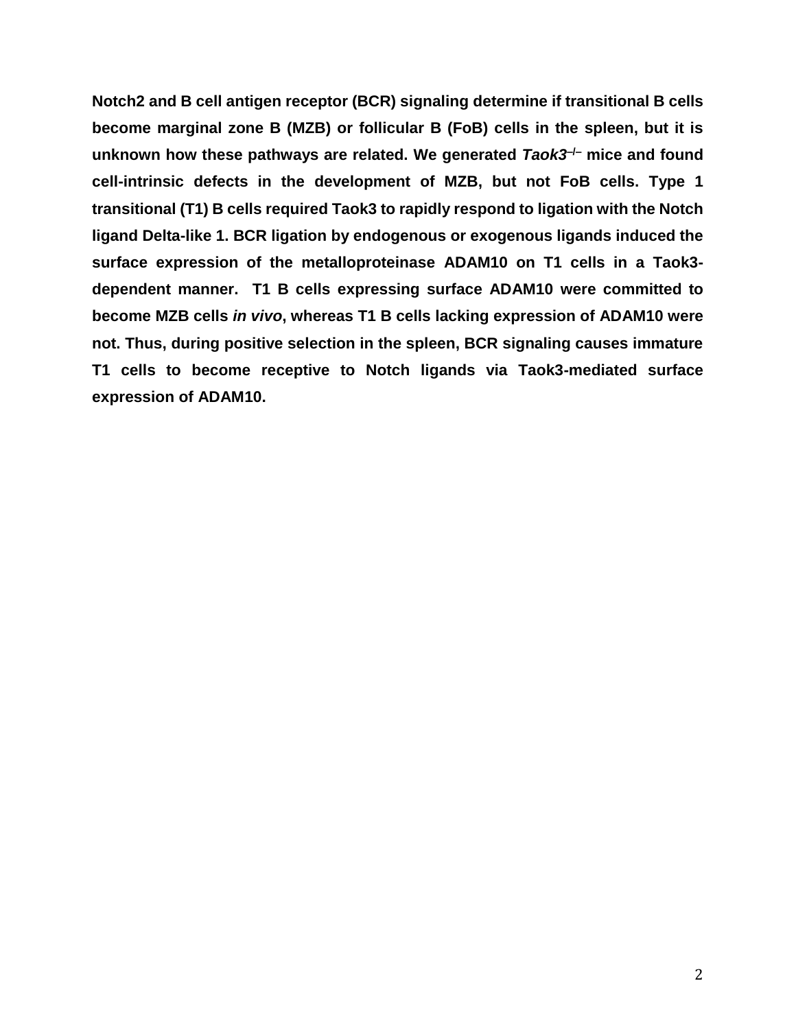**Notch2 and B cell antigen receptor (BCR) signaling determine if transitional B cells become marginal zone B (MZB) or follicular B (FoB) cells in the spleen, but it is unknown how these pathways are related. We generated *Taok3*$^{-/-}$ mice and found cell-intrinsic defects in the development of MZB, but not FoB cells. Type 1 transitional (T1) B cells required Taok3 to rapidly respond to ligation with the Notch ligand Delta-like 1. BCR ligation by endogenous or exogenous ligands induced the surface expression of the metalloproteinase ADAM10 on T1 cells in a Taok3-dependent manner. T1 B cells expressing surface ADAM10 were committed to become MZB cells *in vivo*, whereas T1 B cells lacking expression of ADAM10 were not. Thus, during positive selection in the spleen, BCR signaling causes immature T1 cells to become receptive to Notch ligands via Taok3-mediated surface expression of ADAM10.**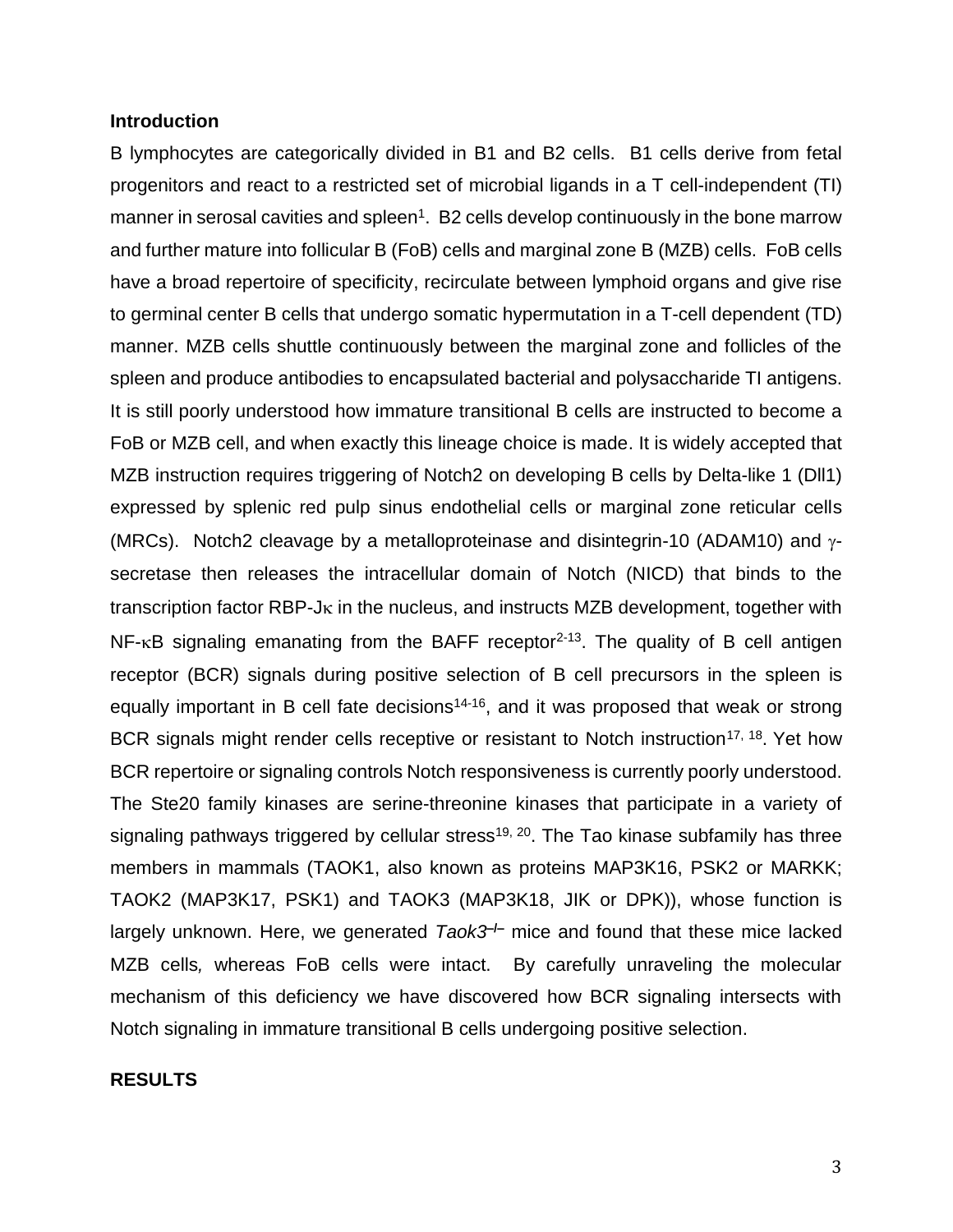## Introduction

B lymphocytes are categorically divided in B1 and B2 cells. B1 cells derive from fetal progenitors and react to a restricted set of microbial ligands in a T cell-independent (TI) manner in serosal cavities and spleen[1]. B2 cells develop continuously in the bone marrow and further mature into follicular B (FoB) cells and marginal zone B (MZB) cells. FoB cells have a broad repertoire of specificity, recirculate between lymphoid organs and give rise to germinal center B cells that undergo somatic hypermutation in a T-cell dependent (TD) manner. MZB cells shuttle continuously between the marginal zone and follicles of the spleen and produce antibodies to encapsulated bacterial and polysaccharide TI antigens. It is still poorly understood how immature transitional B cells are instructed to become a FoB or MZB cell, and when exactly this lineage choice is made. It is widely accepted that MZB instruction requires triggering of Notch2 on developing B cells by Delta-like 1 (Dll1) expressed by splenic red pulp sinus endothelial cells or marginal zone reticular cells (MRCs). Notch2 cleavage by a metalloproteinase and disintegrin-10 (ADAM10) and γ-secretase then releases the intracellular domain of Notch (NICD) that binds to the transcription factor RBP-Jκ in the nucleus, and instructs MZB development, together with NF-κB signaling emanating from the BAFF receptor[2-13]. The quality of B cell antigen receptor (BCR) signals during positive selection of B cell precursors in the spleen is equally important in B cell fate decisions[14-16], and it was proposed that weak or strong BCR signals might render cells receptive or resistant to Notch instruction[17, 18]. Yet how BCR repertoire or signaling controls Notch responsiveness is currently poorly understood. The Ste20 family kinases are serine-threonine kinases that participate in a variety of signaling pathways triggered by cellular stress[19, 20]. The Tao kinase subfamily has three members in mammals (TAOK1, also known as proteins MAP3K16, PSK2 or MARKK; TAOK2 (MAP3K17, PSK1) and TAOK3 (MAP3K18, JIK or DPK)), whose function is largely unknown. Here, we generated *Taok3*$^{-/-}$ mice and found that these mice lacked MZB cells*,* whereas FoB cells were intact. By carefully unraveling the molecular mechanism of this deficiency we have discovered how BCR signaling intersects with Notch signaling in immature transitional B cells undergoing positive selection.

## RESULTS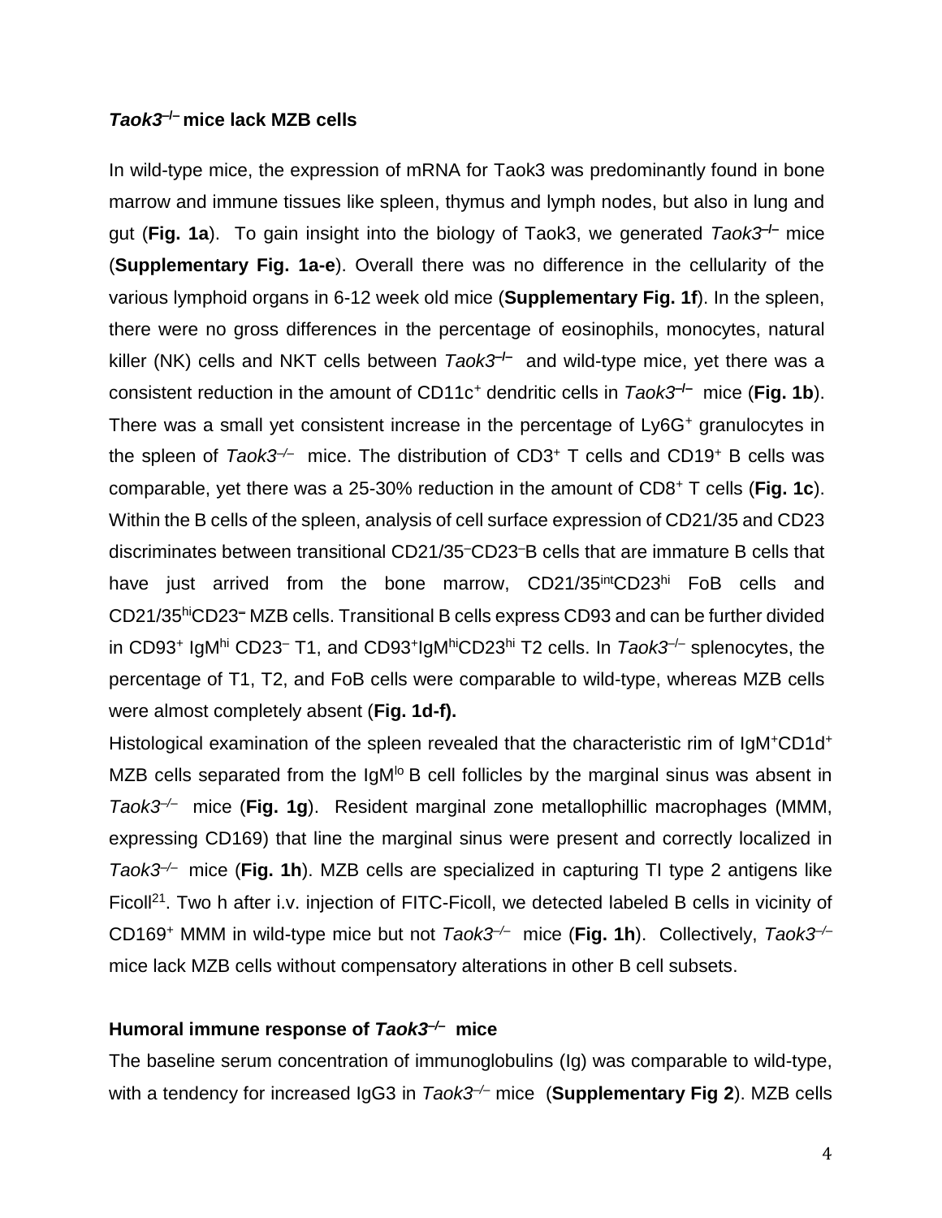### *Taok3*$^{-/-}$ mice lack MZB cells

In wild-type mice, the expression of mRNA for Taok3 was predominantly found in bone marrow and immune tissues like spleen, thymus and lymph nodes, but also in lung and gut (**Fig. 1a**). To gain insight into the biology of Taok3, we generated *Taok3*$^{-/-}$ mice (**Supplementary Fig. 1a-e**). Overall there was no difference in the cellularity of the various lymphoid organs in 6-12 week old mice (**Supplementary Fig. 1f**). In the spleen, there were no gross differences in the percentage of eosinophils, monocytes, natural killer (NK) cells and NKT cells between *Taok3*$^{-/-}$ and wild-type mice, yet there was a consistent reduction in the amount of CD11c$^{+}$ dendritic cells in *Taok3*$^{-/-}$ mice (**Fig. 1b**). There was a small yet consistent increase in the percentage of Ly6G$^{+}$ granulocytes in the spleen of *Taok3*$^{-/-}$ mice. The distribution of CD3$^{+}$ T cells and CD19$^{+}$ B cells was comparable, yet there was a 25-30% reduction in the amount of CD8$^{+}$ T cells (**Fig. 1c**). Within the B cells of the spleen, analysis of cell surface expression of CD21/35 and CD23 discriminates between transitional CD21/35$^{-}$CD23$^{-}$B cells that are immature B cells that have just arrived from the bone marrow, CD21/35$^{int}$CD23$^{hi}$ FoB cells and CD21/35$^{hi}$CD23$^{-}$ MZB cells. Transitional B cells express CD93 and can be further divided in CD93$^{+}$ IgM$^{hi}$ CD23$^{-}$ T1, and CD93$^{+}$IgM$^{hi}$CD23$^{hi}$ T2 cells. In *Taok3*$^{-/-}$ splenocytes, the percentage of T1, T2, and FoB cells were comparable to wild-type, whereas MZB cells were almost completely absent (**Fig. 1d-f).**

Histological examination of the spleen revealed that the characteristic rim of IgM$^{+}$CD1d$^{+}$ MZB cells separated from the IgM$^{lo}$ B cell follicles by the marginal sinus was absent in *Taok3*$^{-/-}$ mice (**Fig. 1g**). Resident marginal zone metallophillic macrophages (MMM, expressing CD169) that line the marginal sinus were present and correctly localized in *Taok3*$^{-/-}$ mice (**Fig. 1h**). MZB cells are specialized in capturing TI type 2 antigens like Ficoll[21]. Two h after i.v. injection of FITC-Ficoll, we detected labeled B cells in vicinity of CD169$^{+}$ MMM in wild-type mice but not *Taok3*$^{-/-}$ mice (**Fig. 1h**). Collectively, *Taok3*$^{-/-}$ mice lack MZB cells without compensatory alterations in other B cell subsets.

### Humoral immune response of *Taok3*$^{-/-}$ mice

The baseline serum concentration of immunoglobulins (Ig) was comparable to wild-type, with a tendency for increased IgG3 in *Taok3*$^{-/-}$ mice (**Supplementary Fig 2**). MZB cells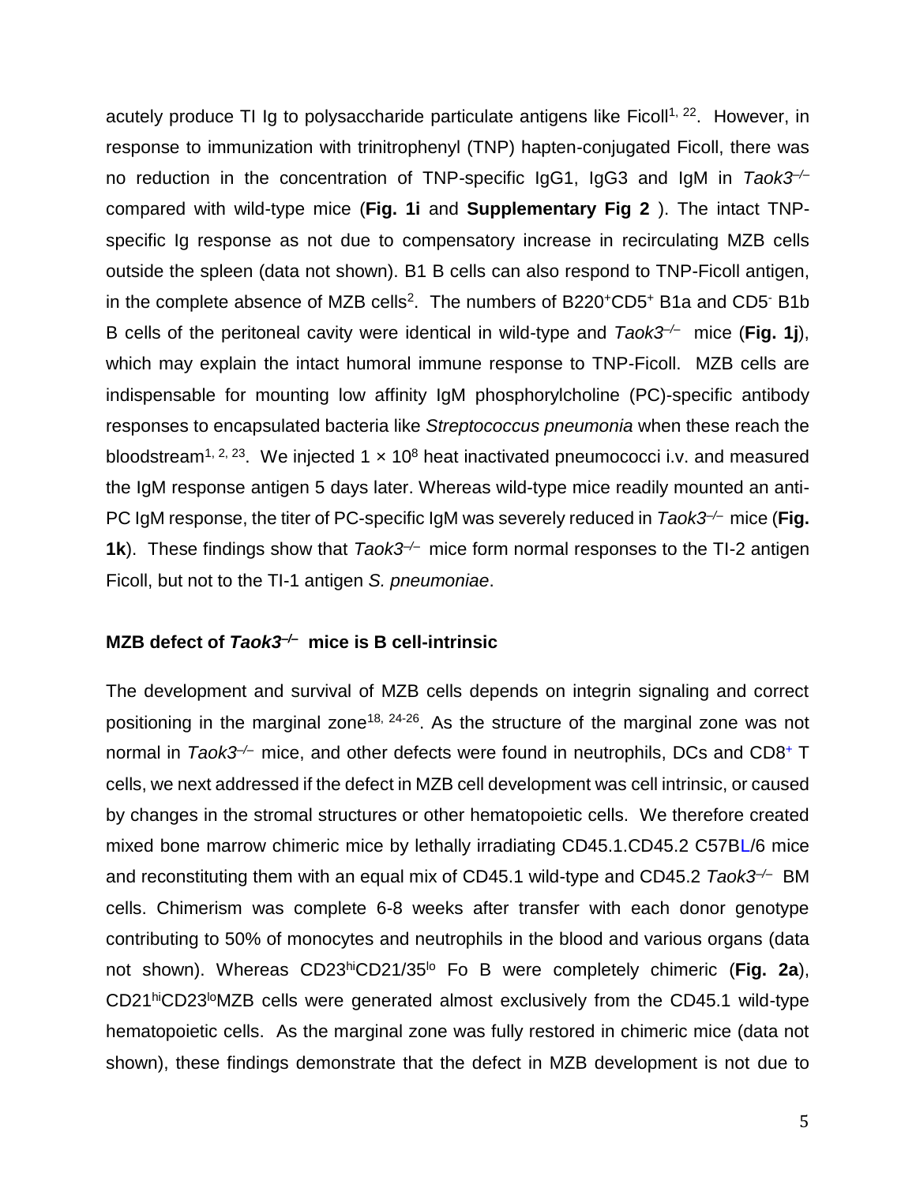acutely produce TI Ig to polysaccharide particulate antigens like Ficoll[1, 22]. However, in response to immunization with trinitrophenyl (TNP) hapten-conjugated Ficoll, there was no reduction in the concentration of TNP-specific IgG1, IgG3 and IgM in *Taok3*$^{-/-}$ compared with wild-type mice (**Fig. 1i** and **Supplementary Fig 2** ). The intact TNP-specific Ig response as not due to compensatory increase in recirculating MZB cells outside the spleen (data not shown). B1 B cells can also respond to TNP-Ficoll antigen, in the complete absence of MZB cells[2]. The numbers of B220$^{+}$CD5$^{+}$ B1a and CD5$^{-}$ B1b B cells of the peritoneal cavity were identical in wild-type and *Taok3*$^{-/-}$ mice (**Fig. 1j**), which may explain the intact humoral immune response to TNP-Ficoll. MZB cells are indispensable for mounting low affinity IgM phosphorylcholine (PC)-specific antibody responses to encapsulated bacteria like *Streptococcus pneumonia* when these reach the bloodstream[1, 2, 23]. We injected $1 \times 10^{8}$ heat inactivated pneumococci i.v. and measured the IgM response antigen 5 days later. Whereas wild-type mice readily mounted an anti-PC IgM response, the titer of PC-specific IgM was severely reduced in *Taok3*$^{-/-}$ mice (**Fig. 1k**). These findings show that *Taok3*$^{-/-}$ mice form normal responses to the TI-2 antigen Ficoll, but not to the TI-1 antigen *S. pneumoniae*.

## MZB defect of *Taok3*$^{-/-}$ mice is B cell-intrinsic

The development and survival of MZB cells depends on integrin signaling and correct positioning in the marginal zone[18, 24-26]. As the structure of the marginal zone was not normal in *Taok3*$^{-/-}$ mice, and other defects were found in neutrophils, DCs and CD8$^{+}$ T cells, we next addressed if the defect in MZB cell development was cell intrinsic, or caused by changes in the stromal structures or other hematopoietic cells. We therefore created mixed bone marrow chimeric mice by lethally irradiating CD45.1.CD45.2 C57BL/6 mice and reconstituting them with an equal mix of CD45.1 wild-type and CD45.2 *Taok3*$^{-/-}$ BM cells. Chimerism was complete 6-8 weeks after transfer with each donor genotype contributing to 50% of monocytes and neutrophils in the blood and various organs (data not shown). Whereas CD23$^{hi}$CD21/35$^{lo}$ Fo B were completely chimeric (**Fig. 2a**), CD21$^{hi}$CD23$^{lo}$MZB cells were generated almost exclusively from the CD45.1 wild-type hematopoietic cells. As the marginal zone was fully restored in chimeric mice (data not shown), these findings demonstrate that the defect in MZB development is not due to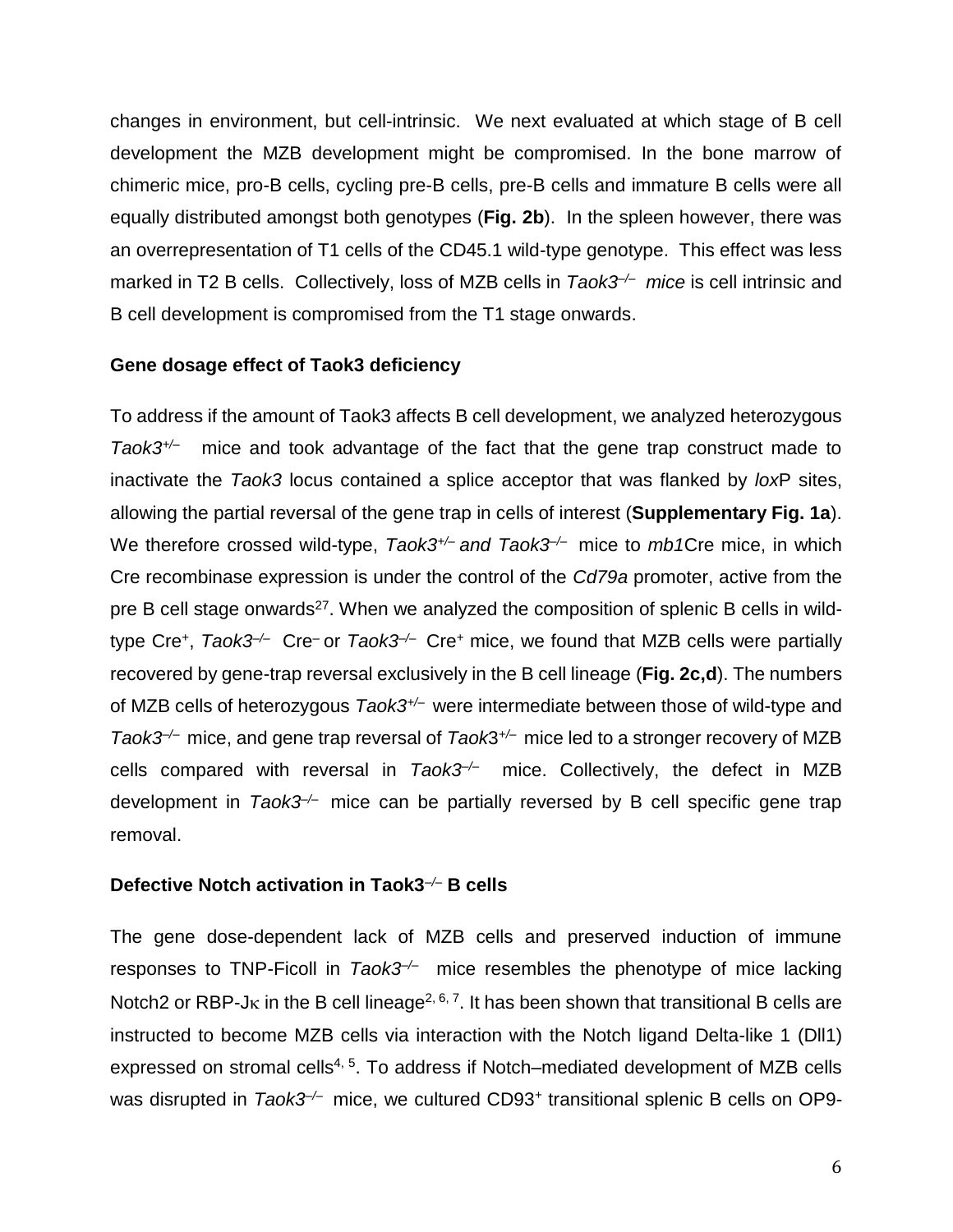changes in environment, but cell-intrinsic. We next evaluated at which stage of B cell development the MZB development might be compromised. In the bone marrow of chimeric mice, pro-B cells, cycling pre-B cells, pre-B cells and immature B cells were all equally distributed amongst both genotypes (**Fig. 2b**). In the spleen however, there was an overrepresentation of T1 cells of the CD45.1 wild-type genotype. This effect was less marked in T2 B cells. Collectively, loss of MZB cells in *Taok3*$^{-/-}$ *mice* is cell intrinsic and B cell development is compromised from the T1 stage onwards.

### Gene dosage effect of Taok3 deficiency

To address if the amount of Taok3 affects B cell development, we analyzed heterozygous *Taok3*$^{+/-}$ mice and took advantage of the fact that the gene trap construct made to inactivate the *Taok3* locus contained a splice acceptor that was flanked by *lox*P sites, allowing the partial reversal of the gene trap in cells of interest (**Supplementary Fig. 1a**). We therefore crossed wild-type, *Taok3*$^{+/-}$ *and Taok3*$^{-/-}$ mice to *mb1*Cre mice, in which Cre recombinase expression is under the control of the *Cd79a* promoter, active from the pre B cell stage onwards[27]. When we analyzed the composition of splenic B cells in wild-type Cre$^{+}$, *Taok3*$^{-/-}$ Cre$^{-}$ or *Taok3*$^{-/-}$ Cre$^{+}$ mice, we found that MZB cells were partially recovered by gene-trap reversal exclusively in the B cell lineage (**Fig. 2c,d**). The numbers of MZB cells of heterozygous *Taok3*$^{+/-}$ were intermediate between those of wild-type and *Taok3*$^{-/-}$ mice, and gene trap reversal of *Taok*3$^{+/-}$ mice led to a stronger recovery of MZB cells compared with reversal in *Taok3*$^{-/-}$ mice. Collectively, the defect in MZB development in *Taok3*$^{-/-}$ mice can be partially reversed by B cell specific gene trap removal.

### Defective Notch activation in Taok3$^{-/-}$ B cells

The gene dose-dependent lack of MZB cells and preserved induction of immune responses to TNP-Ficoll in *Taok3*$^{-/-}$ mice resembles the phenotype of mice lacking Notch2 or RBP-J$\kappa$ in the B cell lineage[2, 6, 7]. It has been shown that transitional B cells are instructed to become MZB cells via interaction with the Notch ligand Delta-like 1 (Dll1) expressed on stromal cells[4, 5]. To address if Notch–mediated development of MZB cells was disrupted in *Taok3*$^{-/-}$ mice, we cultured CD93$^{+}$ transitional splenic B cells on OP9-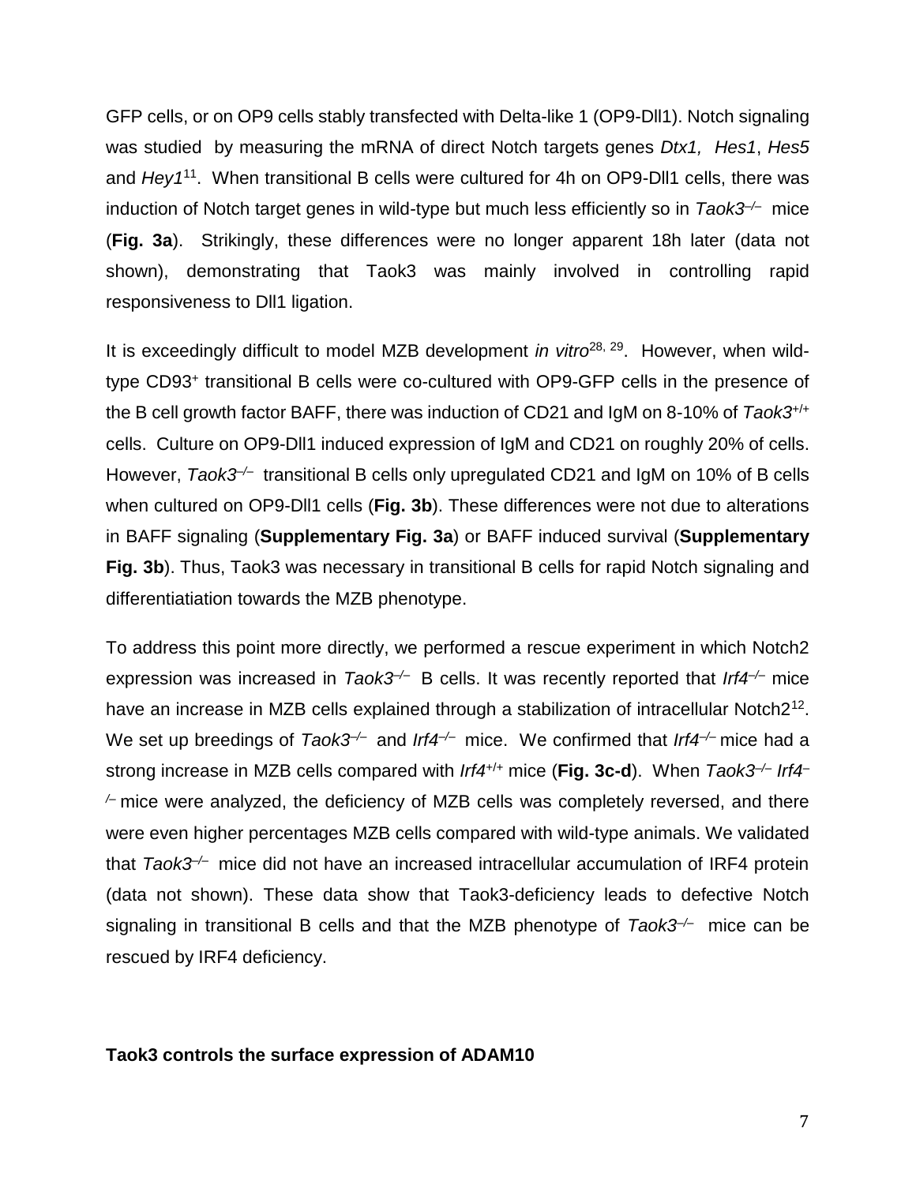GFP cells, or on OP9 cells stably transfected with Delta-like 1 (OP9-Dll1). Notch signaling was studied by measuring the mRNA of direct Notch targets genes *Dtx1, Hes1*, *Hes5* and *Hey1*[11]. When transitional B cells were cultured for 4h on OP9-Dll1 cells, there was induction of Notch target genes in wild-type but much less efficiently so in *Taok3*$^{-/-}$ mice (**Fig. 3a**). Strikingly, these differences were no longer apparent 18h later (data not shown), demonstrating that Taok3 was mainly involved in controlling rapid responsiveness to Dll1 ligation.

It is exceedingly difficult to model MZB development *in vitro*[28, 29]. However, when wild-type CD93$^{+}$ transitional B cells were co-cultured with OP9-GFP cells in the presence of the B cell growth factor BAFF, there was induction of CD21 and IgM on 8-10% of *Taok3*$^{+/+}$ cells. Culture on OP9-Dll1 induced expression of IgM and CD21 on roughly 20% of cells. However, *Taok3*$^{-/-}$ transitional B cells only upregulated CD21 and IgM on 10% of B cells when cultured on OP9-Dll1 cells (**Fig. 3b**). These differences were not due to alterations in BAFF signaling (**Supplementary Fig. 3a**) or BAFF induced survival (**Supplementary Fig. 3b**). Thus, Taok3 was necessary in transitional B cells for rapid Notch signaling and differentiatiation towards the MZB phenotype.

To address this point more directly, we performed a rescue experiment in which Notch2 expression was increased in *Taok3*$^{-/-}$ B cells. It was recently reported that *Irf4*$^{-/-}$ mice have an increase in MZB cells explained through a stabilization of intracellular Notch2[12]. We set up breedings of *Taok3*$^{-/-}$ and *Irf4*$^{-/-}$ mice. We confirmed that *Irf4*$^{-/-}$ mice had a strong increase in MZB cells compared with *Irf4*$^{+/+}$ mice (**Fig. 3c-d**). When *Taok3*$^{-/-}$ *Irf4*$^{-/-}$ mice were analyzed, the deficiency of MZB cells was completely reversed, and there were even higher percentages MZB cells compared with wild-type animals. We validated that *Taok3*$^{-/-}$ mice did not have an increased intracellular accumulation of IRF4 protein (data not shown). These data show that Taok3-deficiency leads to defective Notch signaling in transitional B cells and that the MZB phenotype of *Taok3*$^{-/-}$ mice can be rescued by IRF4 deficiency.

**Taok3 controls the surface expression of ADAM10**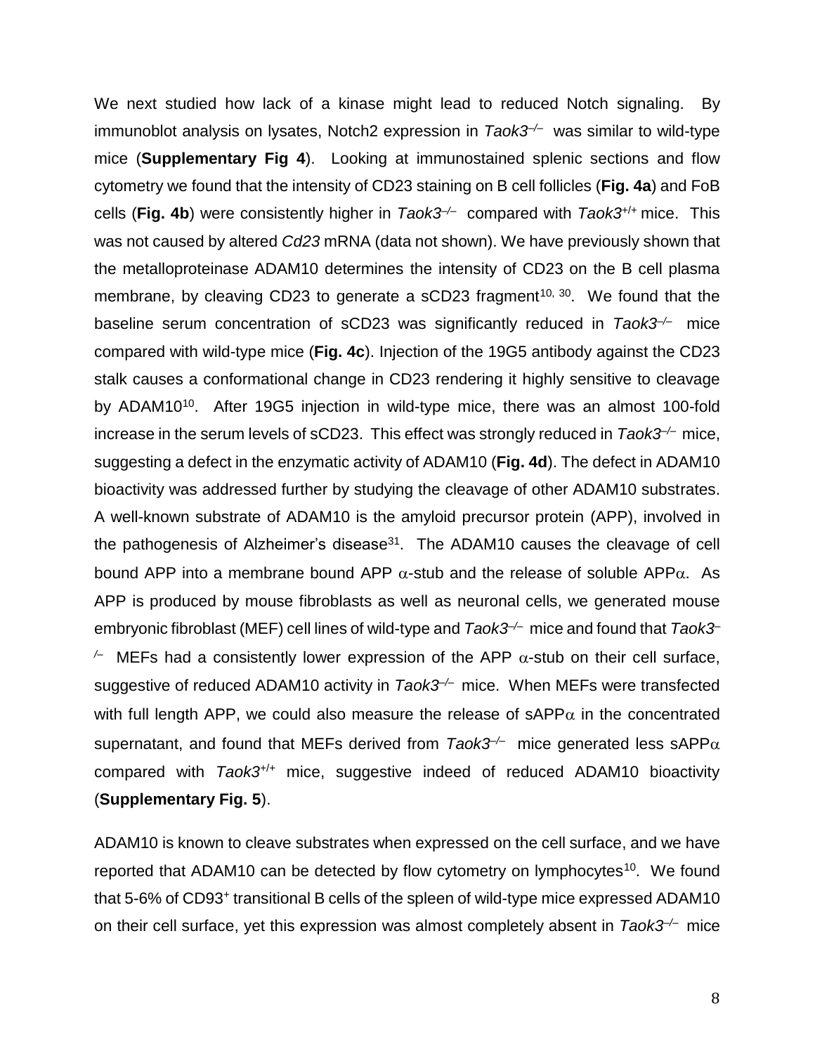We next studied how lack of a kinase might lead to reduced Notch signaling. By immunoblot analysis on lysates, Notch2 expression in *Taok3*$^{-/-}$ was similar to wild-type mice (**Supplementary Fig 4**). Looking at immunostained splenic sections and flow cytometry we found that the intensity of CD23 staining on B cell follicles (**Fig. 4a**) and FoB cells (**Fig. 4b**) were consistently higher in *Taok3*$^{-/-}$ compared with *Taok3*$^{+/+}$ mice. This was not caused by altered *Cd23* mRNA (data not shown). We have previously shown that the metalloproteinase ADAM10 determines the intensity of CD23 on the B cell plasma membrane, by cleaving CD23 to generate a sCD23 fragment[10, 30]. We found that the baseline serum concentration of sCD23 was significantly reduced in *Taok3*$^{-/-}$ mice compared with wild-type mice (**Fig. 4c**). Injection of the 19G5 antibody against the CD23 stalk causes a conformational change in CD23 rendering it highly sensitive to cleavage by ADAM10[10]. After 19G5 injection in wild-type mice, there was an almost 100-fold increase in the serum levels of sCD23. This effect was strongly reduced in *Taok3*$^{-/-}$ mice, suggesting a defect in the enzymatic activity of ADAM10 (**Fig. 4d**). The defect in ADAM10 bioactivity was addressed further by studying the cleavage of other ADAM10 substrates. A well-known substrate of ADAM10 is the amyloid precursor protein (APP), involved in the pathogenesis of Alzheimer's disease[31]. The ADAM10 causes the cleavage of cell bound APP into a membrane bound APP $\alpha$-stub and the release of soluble APP$\alpha$. As APP is produced by mouse fibroblasts as well as neuronal cells, we generated mouse embryonic fibroblast (MEF) cell lines of wild-type and *Taok3*$^{-/-}$ mice and found that *Taok3*$^{-/-}$ MEFs had a consistently lower expression of the APP $\alpha$-stub on their cell surface, suggestive of reduced ADAM10 activity in *Taok3*$^{-/-}$ mice. When MEFs were transfected with full length APP, we could also measure the release of sAPP$\alpha$ in the concentrated supernatant, and found that MEFs derived from *Taok3*$^{-/-}$ mice generated less sAPP$\alpha$ compared with *Taok3*$^{+/+}$ mice, suggestive indeed of reduced ADAM10 bioactivity (**Supplementary Fig. 5**).

ADAM10 is known to cleave substrates when expressed on the cell surface, and we have reported that ADAM10 can be detected by flow cytometry on lymphocytes[10]. We found that 5-6% of CD93$^{+}$ transitional B cells of the spleen of wild-type mice expressed ADAM10 on their cell surface, yet this expression was almost completely absent in *Taok3*$^{-/-}$ mice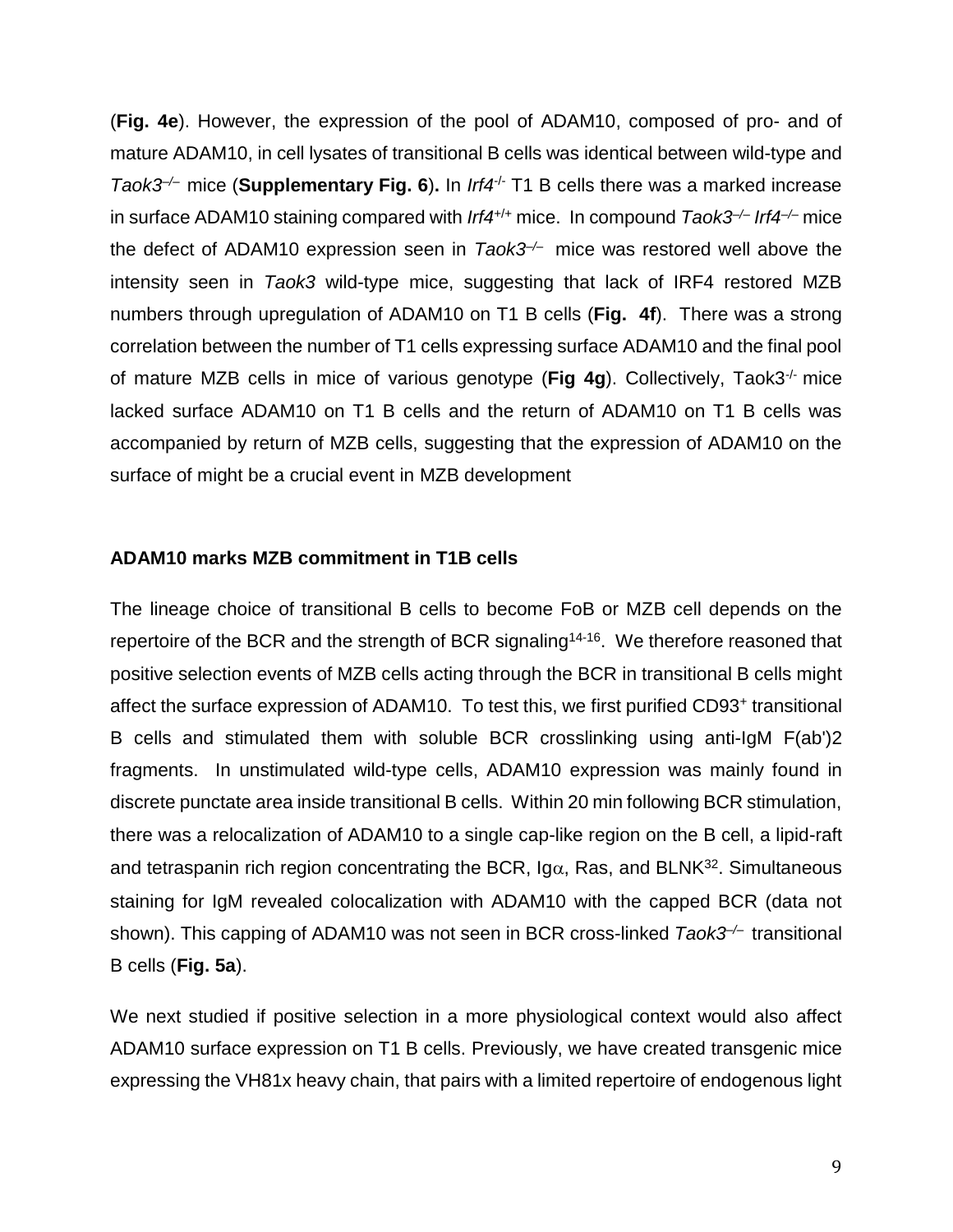(**Fig. 4e**). However, the expression of the pool of ADAM10, composed of pro- and of mature ADAM10, in cell lysates of transitional B cells was identical between wild-type and *Taok3*$^{-/-}$ mice (**Supplementary Fig. 6**)**.** In *Irf4*$^{-/-}$ T1 B cells there was a marked increase in surface ADAM10 staining compared with *Irf4*$^{+/+}$ mice. In compound *Taok3*$^{-/-}$ *Irf4*$^{-/-}$ mice the defect of ADAM10 expression seen in *Taok3*$^{-/-}$ mice was restored well above the intensity seen in *Taok3* wild-type mice, suggesting that lack of IRF4 restored MZB numbers through upregulation of ADAM10 on T1 B cells (**Fig. 4f**). There was a strong correlation between the number of T1 cells expressing surface ADAM10 and the final pool of mature MZB cells in mice of various genotype (**Fig 4g**). Collectively, Taok3$^{-/-}$ mice lacked surface ADAM10 on T1 B cells and the return of ADAM10 on T1 B cells was accompanied by return of MZB cells, suggesting that the expression of ADAM10 on the surface of might be a crucial event in MZB development

**ADAM10 marks MZB commitment in T1B cells**

The lineage choice of transitional B cells to become FoB or MZB cell depends on the repertoire of the BCR and the strength of BCR signaling[14-16]. We therefore reasoned that positive selection events of MZB cells acting through the BCR in transitional B cells might affect the surface expression of ADAM10. To test this, we first purified CD93$^{+}$ transitional B cells and stimulated them with soluble BCR crosslinking using anti-IgM F(ab')2 fragments. In unstimulated wild-type cells, ADAM10 expression was mainly found in discrete punctate area inside transitional B cells. Within 20 min following BCR stimulation, there was a relocalization of ADAM10 to a single cap-like region on the B cell, a lipid-raft and tetraspanin rich region concentrating the BCR, Ig$\alpha$, Ras, and BLNK[32]. Simultaneous staining for IgM revealed colocalization with ADAM10 with the capped BCR (data not shown). This capping of ADAM10 was not seen in BCR cross-linked *Taok3*$^{-/-}$ transitional B cells (**Fig. 5a**).

We next studied if positive selection in a more physiological context would also affect ADAM10 surface expression on T1 B cells. Previously, we have created transgenic mice expressing the VH81x heavy chain, that pairs with a limited repertoire of endogenous light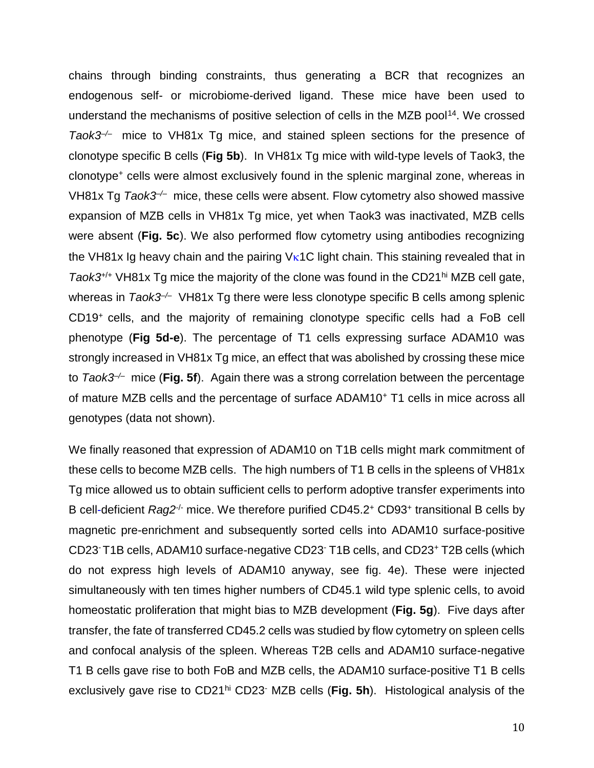chains through binding constraints, thus generating a BCR that recognizes an endogenous self- or microbiome-derived ligand. These mice have been used to understand the mechanisms of positive selection of cells in the MZB pool[14]. We crossed *Taok3*$^{-/-}$ mice to VH81x Tg mice, and stained spleen sections for the presence of clonotype specific B cells (**Fig 5b**). In VH81x Tg mice with wild-type levels of Taok3, the clonotype$^{+}$ cells were almost exclusively found in the splenic marginal zone, whereas in VH81x Tg *Taok3*$^{-/-}$ mice, these cells were absent. Flow cytometry also showed massive expansion of MZB cells in VH81x Tg mice, yet when Taok3 was inactivated, MZB cells were absent (**Fig. 5c**). We also performed flow cytometry using antibodies recognizing the VH81x Ig heavy chain and the pairing Vκ1C light chain. This staining revealed that in *Taok3*$^{+/+}$ VH81x Tg mice the majority of the clone was found in the CD21$^{hi}$ MZB cell gate, whereas in *Taok3*$^{-/-}$ VH81x Tg there were less clonotype specific B cells among splenic CD19$^{+}$ cells, and the majority of remaining clonotype specific cells had a FoB cell phenotype (**Fig 5d-e**). The percentage of T1 cells expressing surface ADAM10 was strongly increased in VH81x Tg mice, an effect that was abolished by crossing these mice to *Taok3*$^{-/-}$ mice (**Fig. 5f**). Again there was a strong correlation between the percentage of mature MZB cells and the percentage of surface ADAM10$^{+}$ T1 cells in mice across all genotypes (data not shown).

We finally reasoned that expression of ADAM10 on T1B cells might mark commitment of these cells to become MZB cells. The high numbers of T1 B cells in the spleens of VH81x Tg mice allowed us to obtain sufficient cells to perform adoptive transfer experiments into B cell-deficient *Rag2*$^{-/-}$ mice. We therefore purified CD45.2$^{+}$ CD93$^{+}$ transitional B cells by magnetic pre-enrichment and subsequently sorted cells into ADAM10 surface-positive CD23$^{-}$ T1B cells, ADAM10 surface-negative CD23$^{-}$ T1B cells, and CD23$^{+}$ T2B cells (which do not express high levels of ADAM10 anyway, see fig. 4e). These were injected simultaneously with ten times higher numbers of CD45.1 wild type splenic cells, to avoid homeostatic proliferation that might bias to MZB development (**Fig. 5g**). Five days after transfer, the fate of transferred CD45.2 cells was studied by flow cytometry on spleen cells and confocal analysis of the spleen. Whereas T2B cells and ADAM10 surface-negative T1 B cells gave rise to both FoB and MZB cells, the ADAM10 surface-positive T1 B cells exclusively gave rise to CD21$^{hi}$ CD23$^{-}$ MZB cells (**Fig. 5h**). Histological analysis of the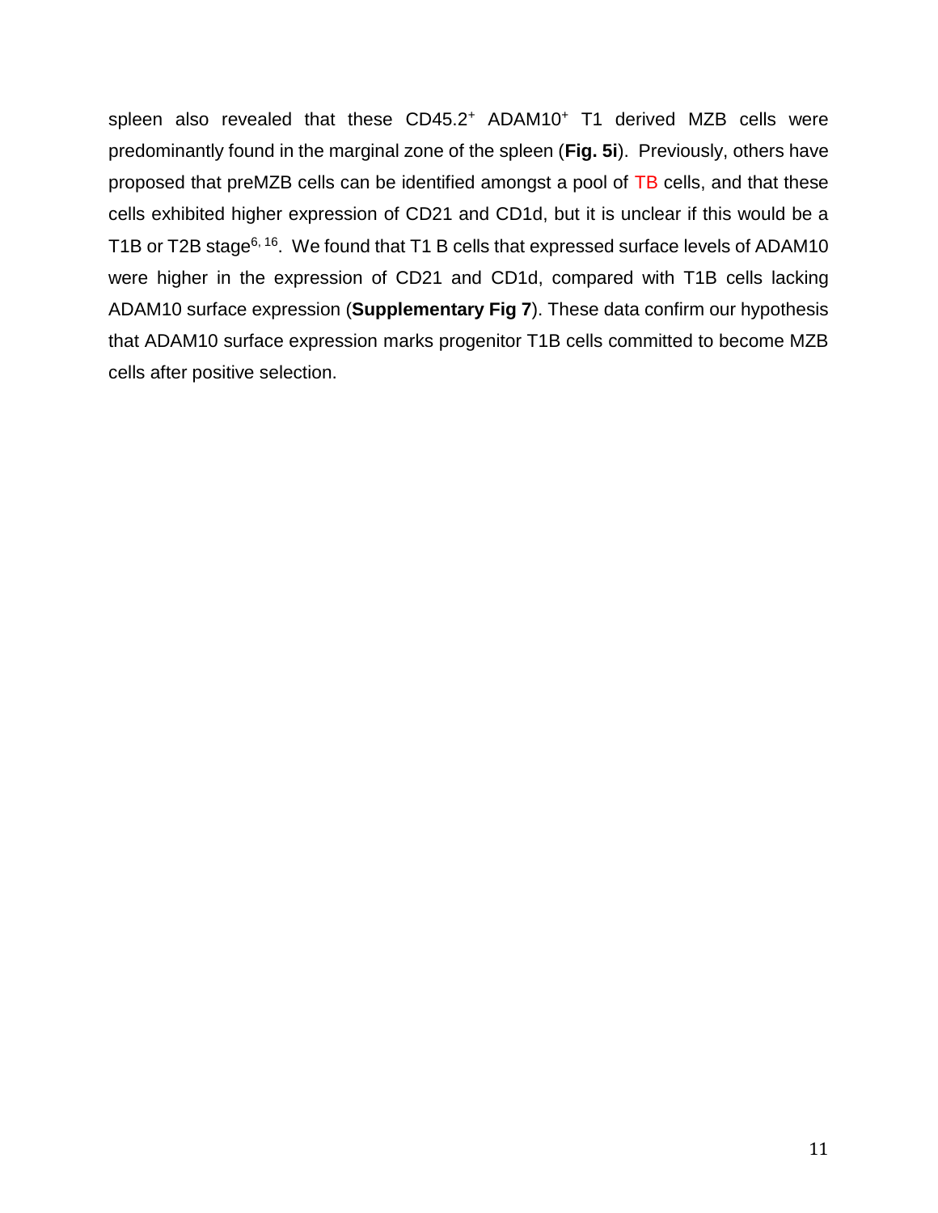spleen also revealed that these CD45.2$^+$ ADAM10$^+$ T1 derived MZB cells were predominantly found in the marginal zone of the spleen (**Fig. 5i**). Previously, others have proposed that preMZB cells can be identified amongst a pool of TB cells, and that these cells exhibited higher expression of CD21 and CD1d, but it is unclear if this would be a T1B or T2B stage[6, 16]. We found that T1 B cells that expressed surface levels of ADAM10 were higher in the expression of CD21 and CD1d, compared with T1B cells lacking ADAM10 surface expression (**Supplementary Fig 7**). These data confirm our hypothesis that ADAM10 surface expression marks progenitor T1B cells committed to become MZB cells after positive selection.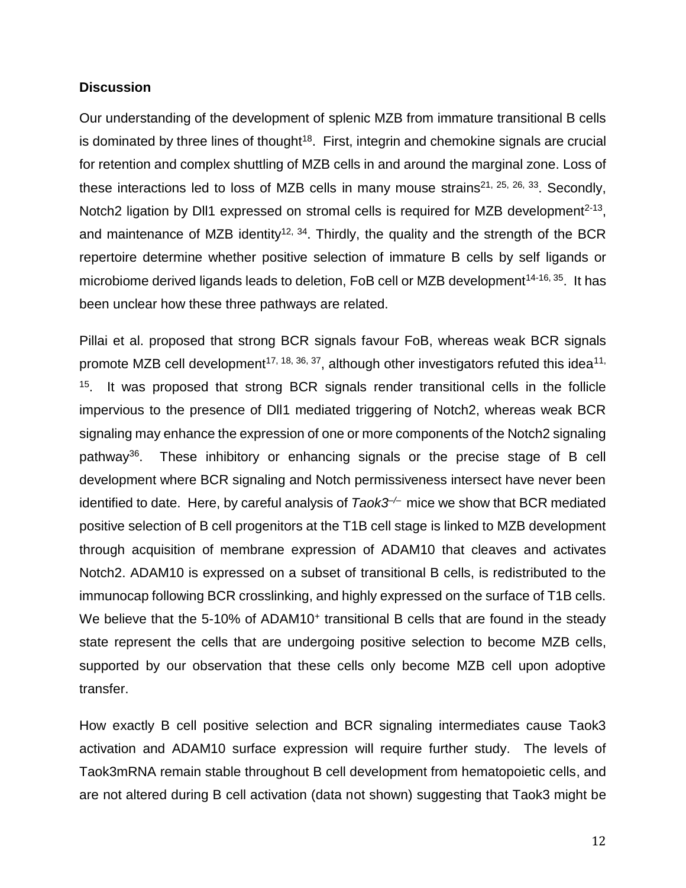## Discussion

Our understanding of the development of splenic MZB from immature transitional B cells is dominated by three lines of thought[18]. First, integrin and chemokine signals are crucial for retention and complex shuttling of MZB cells in and around the marginal zone. Loss of these interactions led to loss of MZB cells in many mouse strains[21, 25, 26, 33]. Secondly, Notch2 ligation by Dll1 expressed on stromal cells is required for MZB development[2-13], and maintenance of MZB identity[12, 34]. Thirdly, the quality and the strength of the BCR repertoire determine whether positive selection of immature B cells by self ligands or microbiome derived ligands leads to deletion, FoB cell or MZB development[14-16, 35]. It has been unclear how these three pathways are related.

Pillai et al. proposed that strong BCR signals favour FoB, whereas weak BCR signals promote MZB cell development[17, 18, 36, 37], although other investigators refuted this idea[11, 15]. It was proposed that strong BCR signals render transitional cells in the follicle impervious to the presence of Dll1 mediated triggering of Notch2, whereas weak BCR signaling may enhance the expression of one or more components of the Notch2 signaling pathway[36]. These inhibitory or enhancing signals or the precise stage of B cell development where BCR signaling and Notch permissiveness intersect have never been identified to date. Here, by careful analysis of *Taok3*$^{-/-}$ mice we show that BCR mediated positive selection of B cell progenitors at the T1B cell stage is linked to MZB development through acquisition of membrane expression of ADAM10 that cleaves and activates Notch2. ADAM10 is expressed on a subset of transitional B cells, is redistributed to the immunocap following BCR crosslinking, and highly expressed on the surface of T1B cells. We believe that the 5-10% of ADAM10$^{+}$ transitional B cells that are found in the steady state represent the cells that are undergoing positive selection to become MZB cells, supported by our observation that these cells only become MZB cell upon adoptive transfer.

How exactly B cell positive selection and BCR signaling intermediates cause Taok3 activation and ADAM10 surface expression will require further study. The levels of Taok3mRNA remain stable throughout B cell development from hematopoietic cells, and are not altered during B cell activation (data not shown) suggesting that Taok3 might be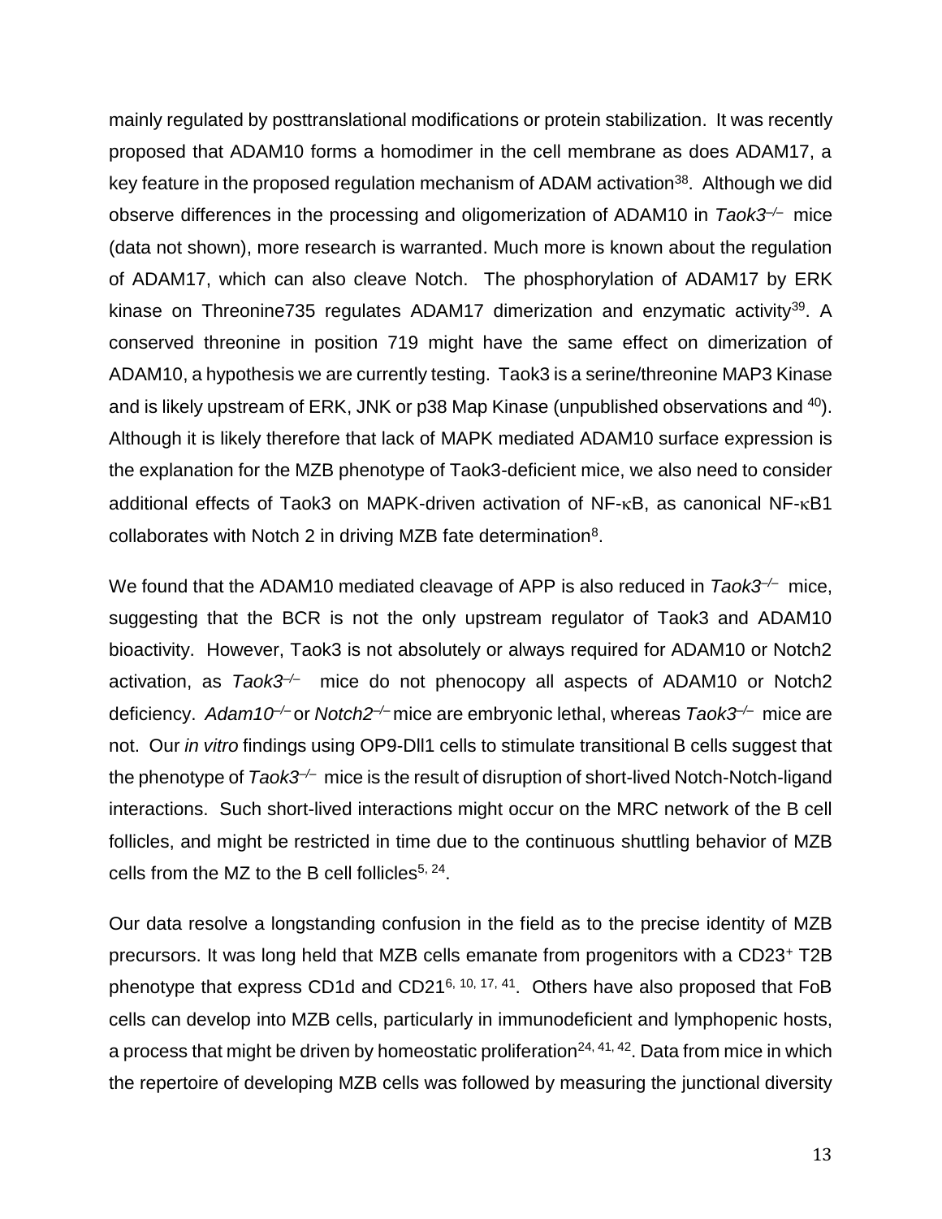mainly regulated by posttranslational modifications or protein stabilization. It was recently proposed that ADAM10 forms a homodimer in the cell membrane as does ADAM17, a key feature in the proposed regulation mechanism of ADAM activation[38]. Although we did observe differences in the processing and oligomerization of ADAM10 in *Taok3*$^{-/-}$ mice (data not shown), more research is warranted. Much more is known about the regulation of ADAM17, which can also cleave Notch. The phosphorylation of ADAM17 by ERK kinase on Threonine735 regulates ADAM17 dimerization and enzymatic activity[39]. A conserved threonine in position 719 might have the same effect on dimerization of ADAM10, a hypothesis we are currently testing. Taok3 is a serine/threonine MAP3 Kinase and is likely upstream of ERK, JNK or p38 Map Kinase (unpublished observations and [40]). Although it is likely therefore that lack of MAPK mediated ADAM10 surface expression is the explanation for the MZB phenotype of Taok3-deficient mice, we also need to consider additional effects of Taok3 on MAPK-driven activation of NF-κB, as canonical NF-κB1 collaborates with Notch 2 in driving MZB fate determination[8].

We found that the ADAM10 mediated cleavage of APP is also reduced in *Taok3*$^{-/-}$ mice, suggesting that the BCR is not the only upstream regulator of Taok3 and ADAM10 bioactivity. However, Taok3 is not absolutely or always required for ADAM10 or Notch2 activation, as *Taok3*$^{-/-}$ mice do not phenocopy all aspects of ADAM10 or Notch2 deficiency. *Adam10*$^{-/-}$ or *Notch2*$^{-/-}$ mice are embryonic lethal, whereas *Taok3*$^{-/-}$ mice are not. Our *in vitro* findings using OP9-Dll1 cells to stimulate transitional B cells suggest that the phenotype of *Taok3*$^{-/-}$ mice is the result of disruption of short-lived Notch-Notch-ligand interactions. Such short-lived interactions might occur on the MRC network of the B cell follicles, and might be restricted in time due to the continuous shuttling behavior of MZB cells from the MZ to the B cell follicles[5, 24].

Our data resolve a longstanding confusion in the field as to the precise identity of MZB precursors. It was long held that MZB cells emanate from progenitors with a CD23$^{+}$ T2B phenotype that express CD1d and CD21[6, 10, 17, 41]. Others have also proposed that FoB cells can develop into MZB cells, particularly in immunodeficient and lymphopenic hosts, a process that might be driven by homeostatic proliferation[24, 41, 42]. Data from mice in which the repertoire of developing MZB cells was followed by measuring the junctional diversity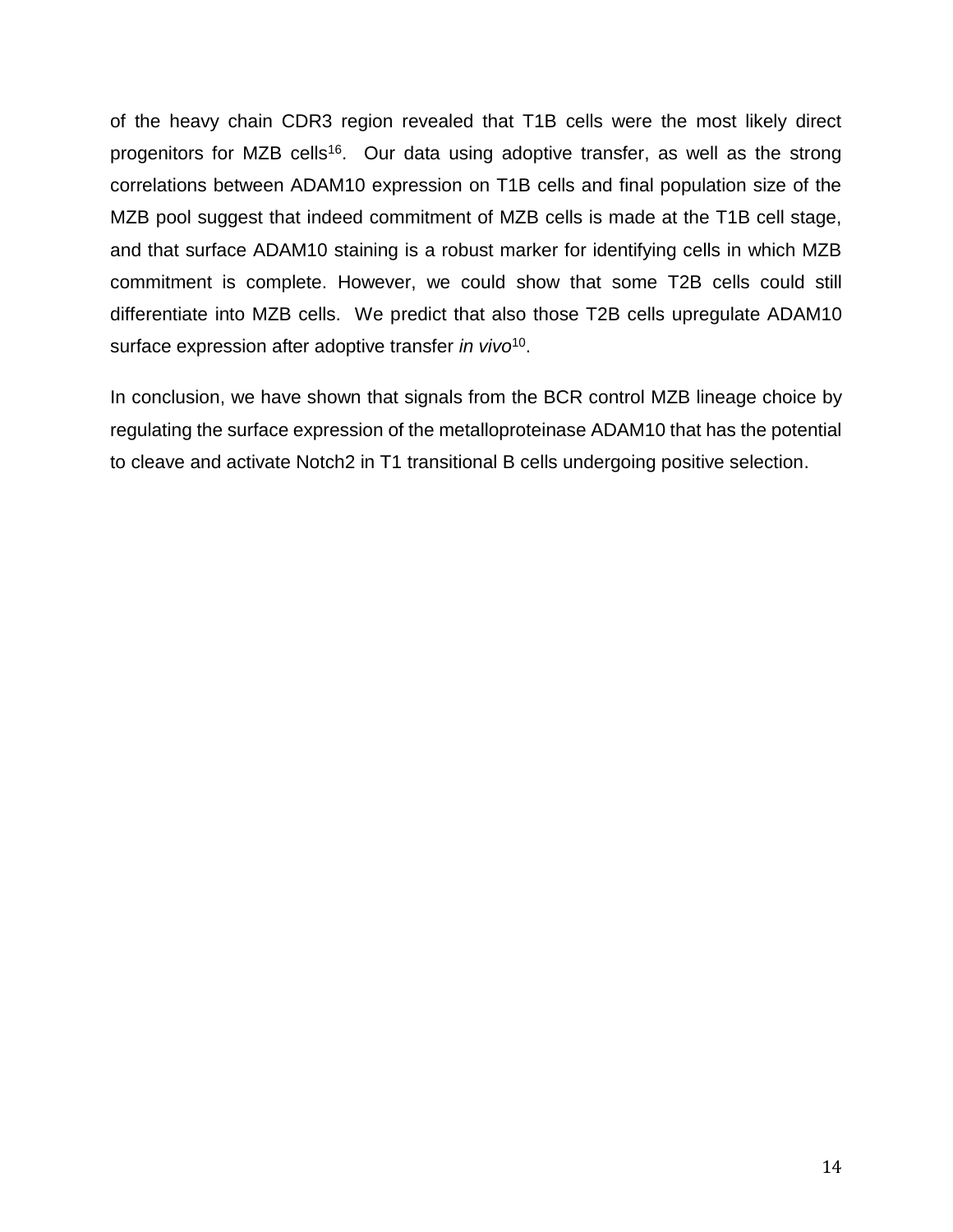of the heavy chain CDR3 region revealed that T1B cells were the most likely direct progenitors for MZB cells[16]. Our data using adoptive transfer, as well as the strong correlations between ADAM10 expression on T1B cells and final population size of the MZB pool suggest that indeed commitment of MZB cells is made at the T1B cell stage, and that surface ADAM10 staining is a robust marker for identifying cells in which MZB commitment is complete. However, we could show that some T2B cells could still differentiate into MZB cells. We predict that also those T2B cells upregulate ADAM10 surface expression after adoptive transfer *in vivo*[10].

In conclusion, we have shown that signals from the BCR control MZB lineage choice by regulating the surface expression of the metalloproteinase ADAM10 that has the potential to cleave and activate Notch2 in T1 transitional B cells undergoing positive selection.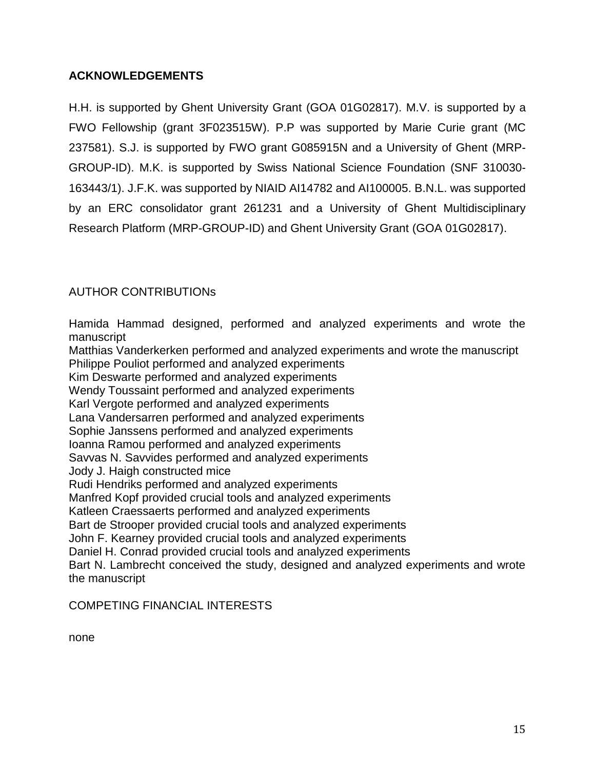## ACKNOWLEDGEMENTS

H.H. is supported by Ghent University Grant (GOA 01G02817). M.V. is supported by a FWO Fellowship (grant 3F023515W). P.P was supported by Marie Curie grant (MC 237581). S.J. is supported by FWO grant G085915N and a University of Ghent (MRP-GROUP-ID). M.K. is supported by Swiss National Science Foundation (SNF 310030-163443/1). J.F.K. was supported by NIAID AI14782 and AI100005. B.N.L. was supported by an ERC consolidator grant 261231 and a University of Ghent Multidisciplinary Research Platform (MRP-GROUP-ID) and Ghent University Grant (GOA 01G02817).

## AUTHOR CONTRIBUTIONs

Hamida Hammad designed, performed and analyzed experiments and wrote the manuscript
Matthias Vanderkerken performed and analyzed experiments and wrote the manuscript
Philippe Pouliot performed and analyzed experiments
Kim Deswarte performed and analyzed experiments
Wendy Toussaint performed and analyzed experiments
Karl Vergote performed and analyzed experiments
Lana Vandersarren performed and analyzed experiments
Sophie Janssens performed and analyzed experiments
Ioanna Ramou performed and analyzed experiments
Savvas N. Savvides performed and analyzed experiments
Jody J. Haigh constructed mice
Rudi Hendriks performed and analyzed experiments
Manfred Kopf provided crucial tools and analyzed experiments
Katleen Craessaerts performed and analyzed experiments
Bart de Strooper provided crucial tools and analyzed experiments
John F. Kearney provided crucial tools and analyzed experiments
Daniel H. Conrad provided crucial tools and analyzed experiments
Bart N. Lambrecht conceived the study, designed and analyzed experiments and wrote the manuscript

## COMPETING FINANCIAL INTERESTS

none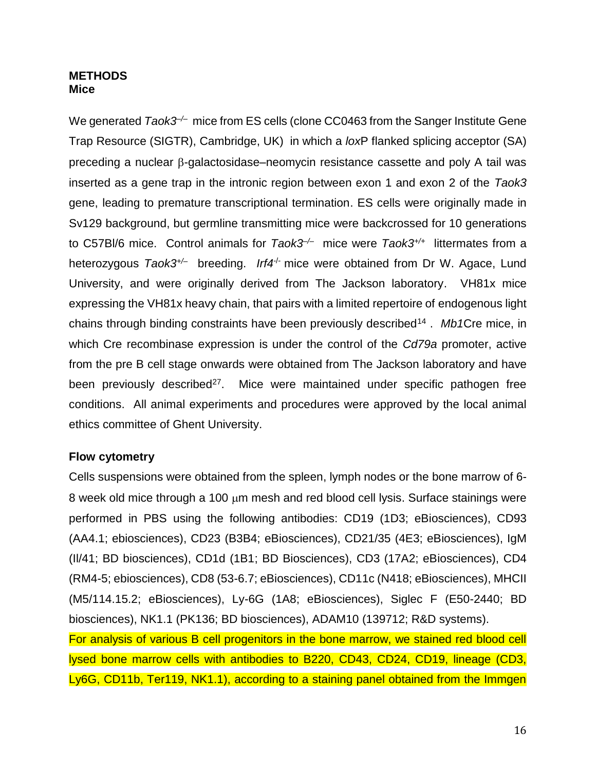## METHODS

### Mice

We generated *Taok3*$^{–/–}$ mice from ES cells (clone CC0463 from the Sanger Institute Gene Trap Resource (SIGTR), Cambridge, UK) in which a *lox*P flanked splicing acceptor (SA) preceding a nuclear β-galactosidase–neomycin resistance cassette and poly A tail was inserted as a gene trap in the intronic region between exon 1 and exon 2 of the *Taok3* gene, leading to premature transcriptional termination. ES cells were originally made in Sv129 background, but germline transmitting mice were backcrossed for 10 generations to C57Bl/6 mice. Control animals for *Taok3*$^{–/–}$ mice were *Taok3*$^{+/+}$ littermates from a heterozygous *Taok3*$^{+/–}$ breeding. *Irf4*$^{-/-}$ mice were obtained from Dr W. Agace, Lund University, and were originally derived from The Jackson laboratory. VH81x mice expressing the VH81x heavy chain, that pairs with a limited repertoire of endogenous light chains through binding constraints have been previously described[14] . *Mb1*Cre mice, in which Cre recombinase expression is under the control of the *Cd79a* promoter, active from the pre B cell stage onwards were obtained from The Jackson laboratory and have been previously described[27]. Mice were maintained under specific pathogen free conditions. All animal experiments and procedures were approved by the local animal ethics committee of Ghent University.

### Flow cytometry

Cells suspensions were obtained from the spleen, lymph nodes or the bone marrow of 6-8 week old mice through a 100 μm mesh and red blood cell lysis. Surface stainings were performed in PBS using the following antibodies: CD19 (1D3; eBiosciences), CD93 (AA4.1; ebiosciences), CD23 (B3B4; eBiosciences), CD21/35 (4E3; eBiosciences), IgM (Il/41; BD biosciences), CD1d (1B1; BD Biosciences), CD3 (17A2; eBiosciences), CD4 (RM4-5; ebiosciences), CD8 (53-6.7; eBiosciences), CD11c (N418; eBiosciences), MHCII (M5/114.15.2; eBiosciences), Ly-6G (1A8; eBiosciences), Siglec F (E50-2440; BD biosciences), NK1.1 (PK136; BD biosciences), ADAM10 (139712; R&D systems). For analysis of various B cell progenitors in the bone marrow, we stained red blood cell lysed bone marrow cells with antibodies to B220, CD43, CD24, CD19, lineage (CD3, Ly6G, CD11b, Ter119, NK1.1), according to a staining panel obtained from the Immgen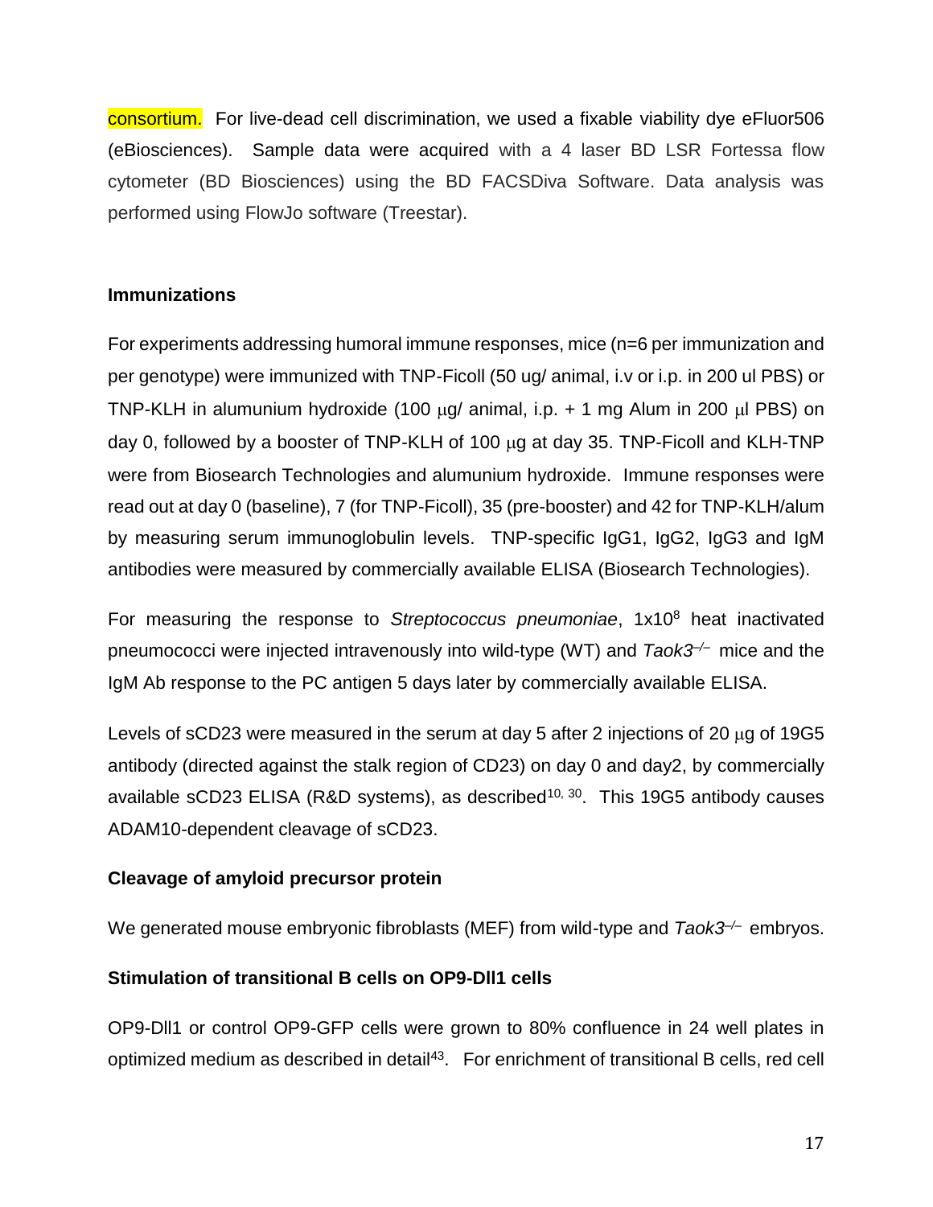consortium. For live-dead cell discrimination, we used a fixable viability dye eFluor506 (eBiosciences). Sample data were acquired with a 4 laser BD LSR Fortessa flow cytometer (BD Biosciences) using the BD FACSDiva Software. Data analysis was performed using FlowJo software (Treestar).

**Immunizations**

For experiments addressing humoral immune responses, mice (n=6 per immunization and per genotype) were immunized with TNP-Ficoll (50 ug/ animal, i.v or i.p. in 200 ul PBS) or TNP-KLH in alumunium hydroxide (100 μg/ animal, i.p. + 1 mg Alum in 200 μl PBS) on day 0, followed by a booster of TNP-KLH of 100 μg at day 35. TNP-Ficoll and KLH-TNP were from Biosearch Technologies and alumunium hydroxide. Immune responses were read out at day 0 (baseline), 7 (for TNP-Ficoll), 35 (pre-booster) and 42 for TNP-KLH/alum by measuring serum immunoglobulin levels. TNP-specific IgG1, IgG2, IgG3 and IgM antibodies were measured by commercially available ELISA (Biosearch Technologies).

For measuring the response to *Streptococcus pneumoniae*, $1 \times 10^8$ heat inactivated pneumococci were injected intravenously into wild-type (WT) and *Taok3*$^{-/-}$ mice and the IgM Ab response to the PC antigen 5 days later by commercially available ELISA.

Levels of sCD23 were measured in the serum at day 5 after 2 injections of 20 μg of 19G5 antibody (directed against the stalk region of CD23) on day 0 and day2, by commercially available sCD23 ELISA (R&D systems), as described[10, 30]. This 19G5 antibody causes ADAM10-dependent cleavage of sCD23.

**Cleavage of amyloid precursor protein**

We generated mouse embryonic fibroblasts (MEF) from wild-type and *Taok3*$^{-/-}$ embryos.

**Stimulation of transitional B cells on OP9-Dll1 cells**

OP9-Dll1 or control OP9-GFP cells were grown to 80% confluence in 24 well plates in optimized medium as described in detail[43]. For enrichment of transitional B cells, red cell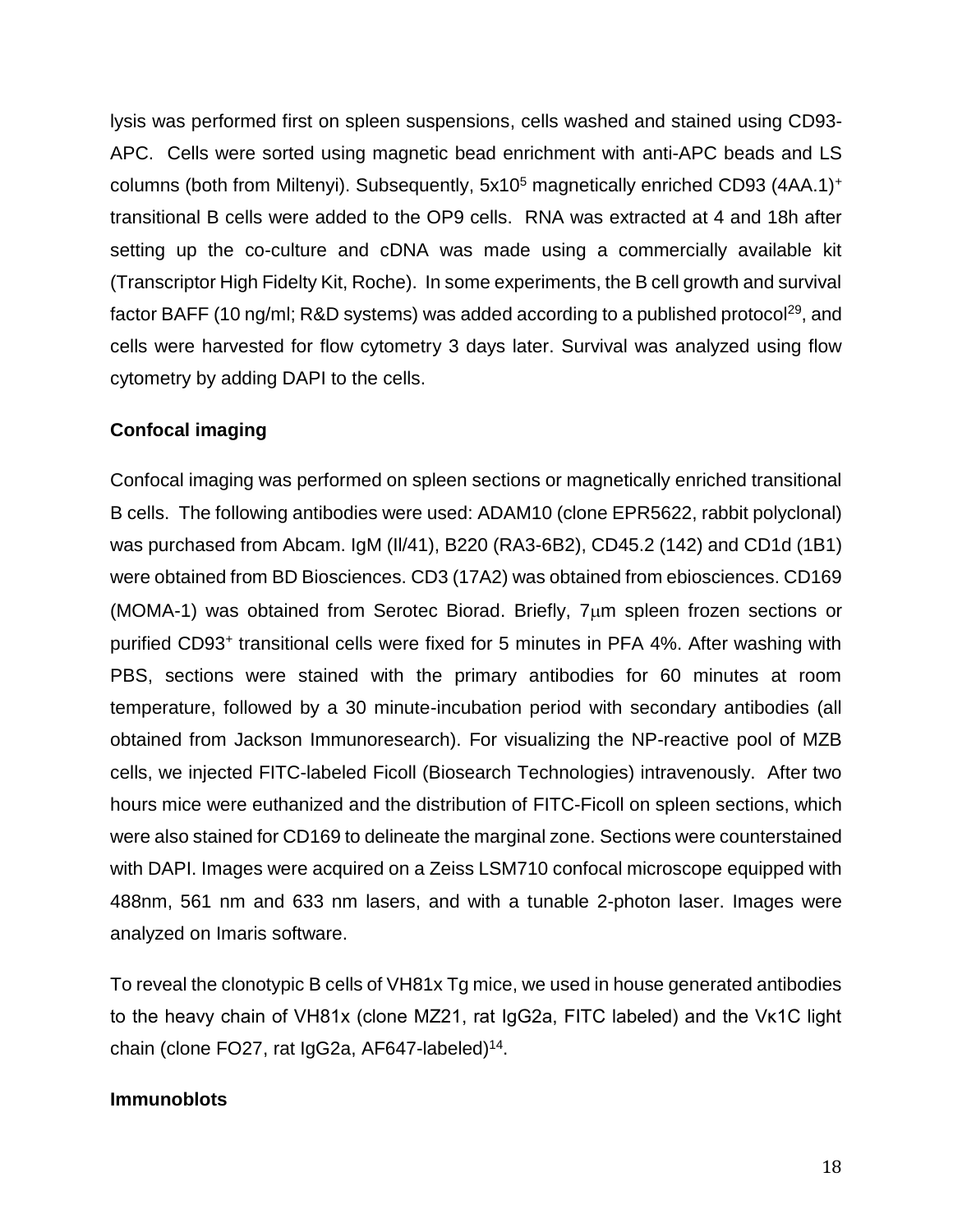lysis was performed first on spleen suspensions, cells washed and stained using CD93-APC. Cells were sorted using magnetic bead enrichment with anti-APC beads and LS columns (both from Miltenyi). Subsequently, $5x10^5$ magnetically enriched CD93 (4AA.1)$^+$ transitional B cells were added to the OP9 cells. RNA was extracted at 4 and 18h after setting up the co-culture and cDNA was made using a commercially available kit (Transcriptor High Fidelty Kit, Roche). In some experiments, the B cell growth and survival factor BAFF (10 ng/ml; R&D systems) was added according to a published protocol[29], and cells were harvested for flow cytometry 3 days later. Survival was analyzed using flow cytometry by adding DAPI to the cells.

**Confocal imaging**

Confocal imaging was performed on spleen sections or magnetically enriched transitional B cells. The following antibodies were used: ADAM10 (clone EPR5622, rabbit polyclonal) was purchased from Abcam. IgM (Il/41), B220 (RA3-6B2), CD45.2 (142) and CD1d (1B1) were obtained from BD Biosciences. CD3 (17A2) was obtained from ebiosciences. CD169 (MOMA-1) was obtained from Serotec Biorad. Briefly, 7μm spleen frozen sections or purified CD93$^+$ transitional cells were fixed for 5 minutes in PFA 4%. After washing with PBS, sections were stained with the primary antibodies for 60 minutes at room temperature, followed by a 30 minute-incubation period with secondary antibodies (all obtained from Jackson Immunoresearch). For visualizing the NP-reactive pool of MZB cells, we injected FITC-labeled Ficoll (Biosearch Technologies) intravenously. After two hours mice were euthanized and the distribution of FITC-Ficoll on spleen sections, which were also stained for CD169 to delineate the marginal zone. Sections were counterstained with DAPI. Images were acquired on a Zeiss LSM710 confocal microscope equipped with 488nm, 561 nm and 633 nm lasers, and with a tunable 2-photon laser. Images were analyzed on Imaris software.

To reveal the clonotypic B cells of VH81x Tg mice, we used in house generated antibodies to the heavy chain of VH81x (clone MZ21, rat IgG2a, FITC labeled) and the Vκ1C light chain (clone FO27, rat IgG2a, AF647-labeled)[14].

**Immunoblots**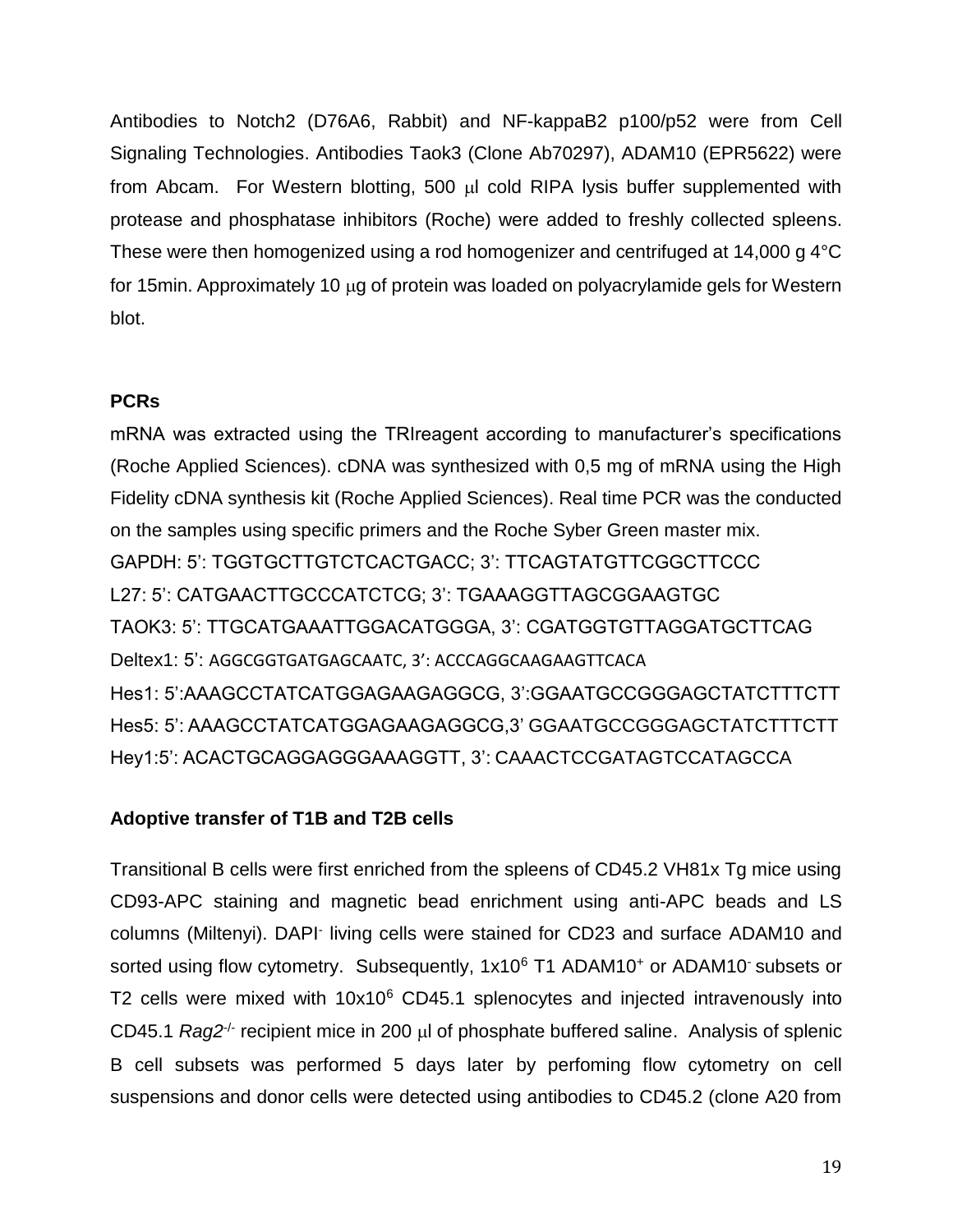Antibodies to Notch2 (D76A6, Rabbit) and NF-kappaB2 p100/p52 were from Cell Signaling Technologies. Antibodies Taok3 (Clone Ab70297), ADAM10 (EPR5622) were from Abcam. For Western blotting, 500 μl cold RIPA lysis buffer supplemented with protease and phosphatase inhibitors (Roche) were added to freshly collected spleens. These were then homogenized using a rod homogenizer and centrifuged at 14,000 g 4°C for 15min. Approximately 10 μg of protein was loaded on polyacrylamide gels for Western blot.

### PCRs

mRNA was extracted using the TRIreagent according to manufacturer's specifications (Roche Applied Sciences). cDNA was synthesized with 0,5 mg of mRNA using the High Fidelity cDNA synthesis kit (Roche Applied Sciences). Real time PCR was the conducted on the samples using specific primers and the Roche Syber Green master mix.

GAPDH: 5': TGGTGCTTGTCTCACTGACC; 3': TTCAGTATGTTCGGCTTCCC
L27: 5': CATGAACTTGCCCATCTCG; 3': TGAAAGGTTAGCGGAAGTGC
TAOK3: 5': TTGCATGAAATTGGACATGGGA, 3': CGATGGTGTTAGGATGCTTCAG
Deltex1: 5': AGGCGGTGATGAGCAATC, 3': ACCCAGGCAAGAAGTTCACA
Hes1: 5':AAAGCCTATCATGGAGAAGAGGCG, 3':GGAATGCCGGGAGCTATCTTTCTT
Hes5: 5': AAAGCCTATCATGGAGAAGAGGCG,3' GGAATGCCGGGAGCTATCTTTCTT
Hey1:5': ACACTGCAGGAGGGAAAGGTT, 3': CAAACTCCGATAGTCCATAGCCA

### Adoptive transfer of T1B and T2B cells

Transitional B cells were first enriched from the spleens of CD45.2 VH81x Tg mice using CD93-APC staining and magnetic bead enrichment using anti-APC beads and LS columns (Miltenyi). DAPI$^-$ living cells were stained for CD23 and surface ADAM10 and sorted using flow cytometry. Subsequently, $1x10^6$ T1 ADAM10$^+$ or ADAM10$^-$ subsets or T2 cells were mixed with $10x10^6$ CD45.1 splenocytes and injected intravenously into CD45.1 *Rag2*$^{-/-}$ recipient mice in 200 μl of phosphate buffered saline. Analysis of splenic B cell subsets was performed 5 days later by perfoming flow cytometry on cell suspensions and donor cells were detected using antibodies to CD45.2 (clone A20 from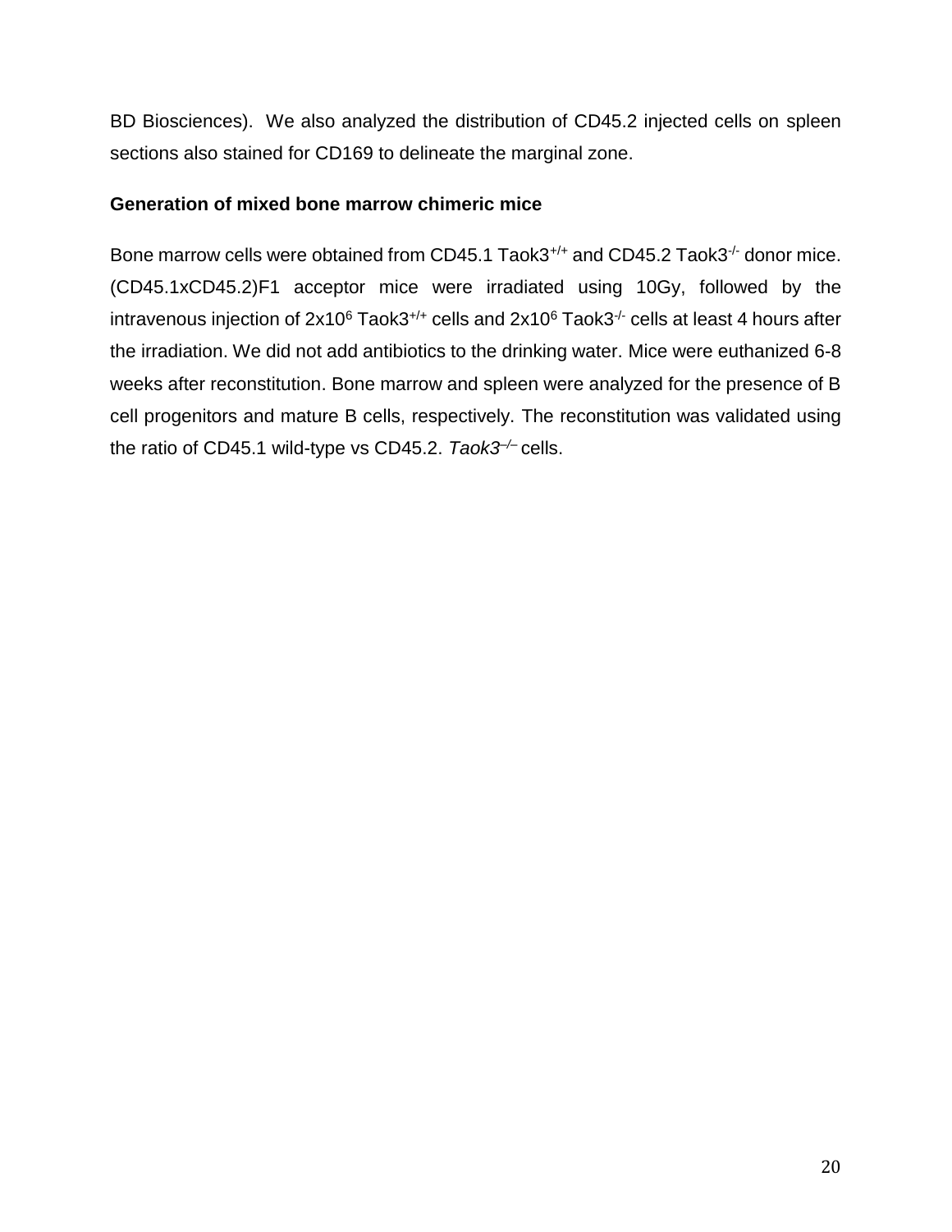BD Biosciences). We also analyzed the distribution of CD45.2 injected cells on spleen sections also stained for CD169 to delineate the marginal zone.

**Generation of mixed bone marrow chimeric mice**

Bone marrow cells were obtained from CD45.1 Taok3$^{+/+}$ and CD45.2 Taok3$^{-/-}$ donor mice. (CD45.1xCD45.2)F1 acceptor mice were irradiated using 10Gy, followed by the intravenous injection of 2x10$^{6}$ Taok3$^{+/+}$ cells and 2x10$^{6}$ Taok3$^{-/-}$ cells at least 4 hours after the irradiation. We did not add antibiotics to the drinking water. Mice were euthanized 6-8 weeks after reconstitution. Bone marrow and spleen were analyzed for the presence of B cell progenitors and mature B cells, respectively. The reconstitution was validated using the ratio of CD45.1 wild-type vs CD45.2. *Taok3*$^{-/-}$ cells.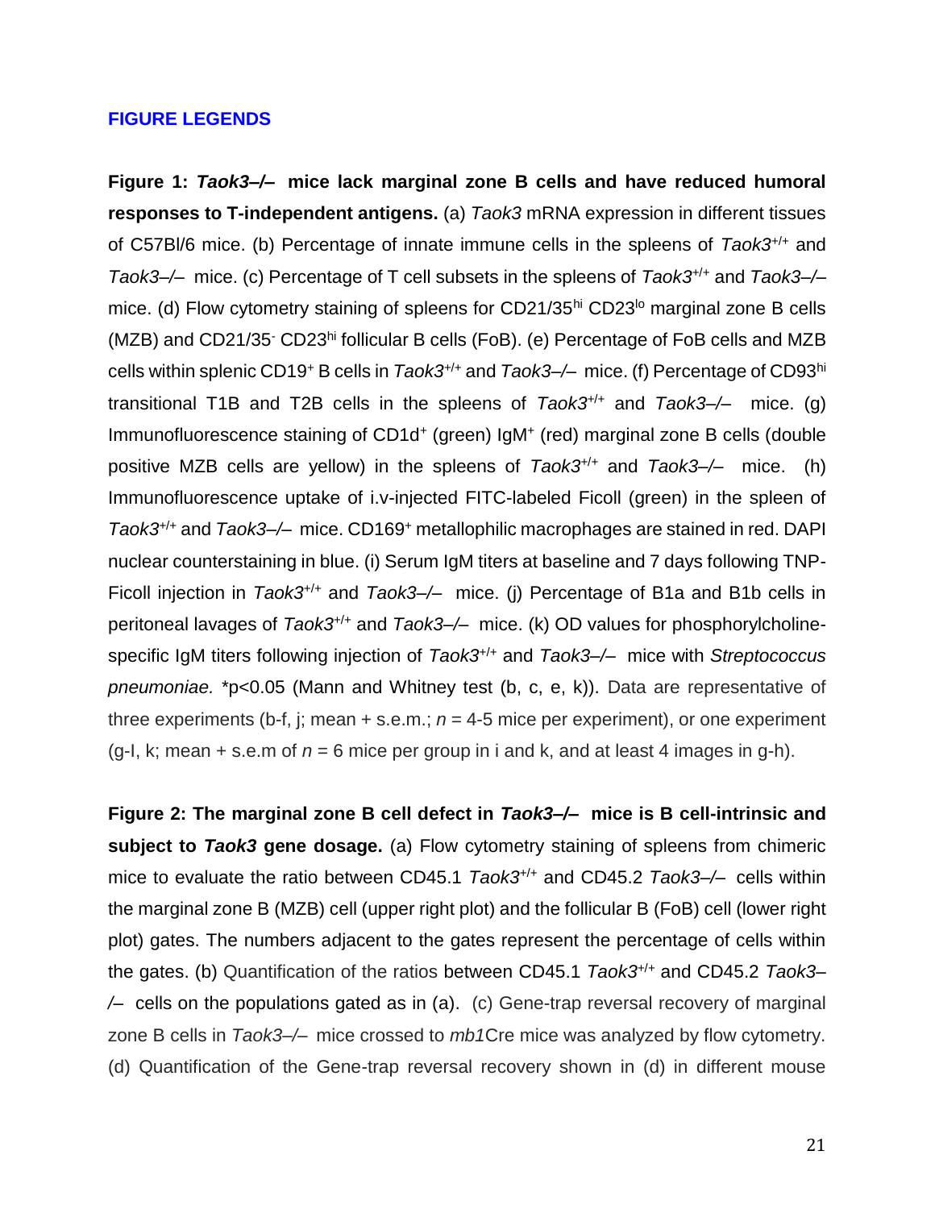## FIGURE LEGENDS

**Figure 1: *Taok3–/–* mice lack marginal zone B cells and have reduced humoral responses to T-independent antigens.** (a) *Taok3* mRNA expression in different tissues of C57Bl/6 mice. (b) Percentage of innate immune cells in the spleens of *Taok3*$^{+/+}$ and *Taok3–/–* mice. (c) Percentage of T cell subsets in the spleens of *Taok3*$^{+/+}$ and *Taok3–/–* mice. (d) Flow cytometry staining of spleens for CD21/35$^{hi}$ CD23$^{lo}$ marginal zone B cells (MZB) and CD21/35$^{-}$ CD23$^{hi}$ follicular B cells (FoB). (e) Percentage of FoB cells and MZB cells within splenic CD19$^{+}$ B cells in *Taok3*$^{+/+}$ and *Taok3–/–* mice. (f) Percentage of CD93$^{hi}$ transitional T1B and T2B cells in the spleens of *Taok3*$^{+/+}$ and *Taok3–/–* mice. (g) Immunofluorescence staining of CD1d$^{+}$ (green) IgM$^{+}$ (red) marginal zone B cells (double positive MZB cells are yellow) in the spleens of *Taok3*$^{+/+}$ and *Taok3–/–* mice. (h) Immunofluorescence uptake of i.v-injected FITC-labeled Ficoll (green) in the spleen of *Taok3*$^{+/+}$ and *Taok3–/–* mice. CD169$^{+}$ metallophilic macrophages are stained in red. DAPI nuclear counterstaining in blue. (i) Serum IgM titers at baseline and 7 days following TNP-Ficoll injection in *Taok3*$^{+/+}$ and *Taok3–/–* mice. (j) Percentage of B1a and B1b cells in peritoneal lavages of *Taok3*$^{+/+}$ and *Taok3–/–* mice. (k) OD values for phosphorylcholine-specific IgM titers following injection of *Taok3*$^{+/+}$ and *Taok3–/–* mice with *Streptococcus pneumoniae.* *p<0.05 (Mann and Whitney test (b, c, e, k)). Data are representative of three experiments (b-f, j; mean + s.e.m.; *n* = 4-5 mice per experiment), or one experiment (g-I, k; mean + s.e.m of *n* = 6 mice per group in i and k, and at least 4 images in g-h).

**Figure 2: The marginal zone B cell defect in *Taok3–/–* mice is B cell-intrinsic and subject to *Taok3* gene dosage.** (a) Flow cytometry staining of spleens from chimeric mice to evaluate the ratio between CD45.1 *Taok3*$^{+/+}$ and CD45.2 *Taok3–/–* cells within the marginal zone B (MZB) cell (upper right plot) and the follicular B (FoB) cell (lower right plot) gates. The numbers adjacent to the gates represent the percentage of cells within the gates. (b) Quantification of the ratios between CD45.1 *Taok3*$^{+/+}$ and CD45.2 *Taok3–/–* cells on the populations gated as in (a). (c) Gene-trap reversal recovery of marginal zone B cells in *Taok3–/–* mice crossed to *mb1*Cre mice was analyzed by flow cytometry. (d) Quantification of the Gene-trap reversal recovery shown in (d) in different mouse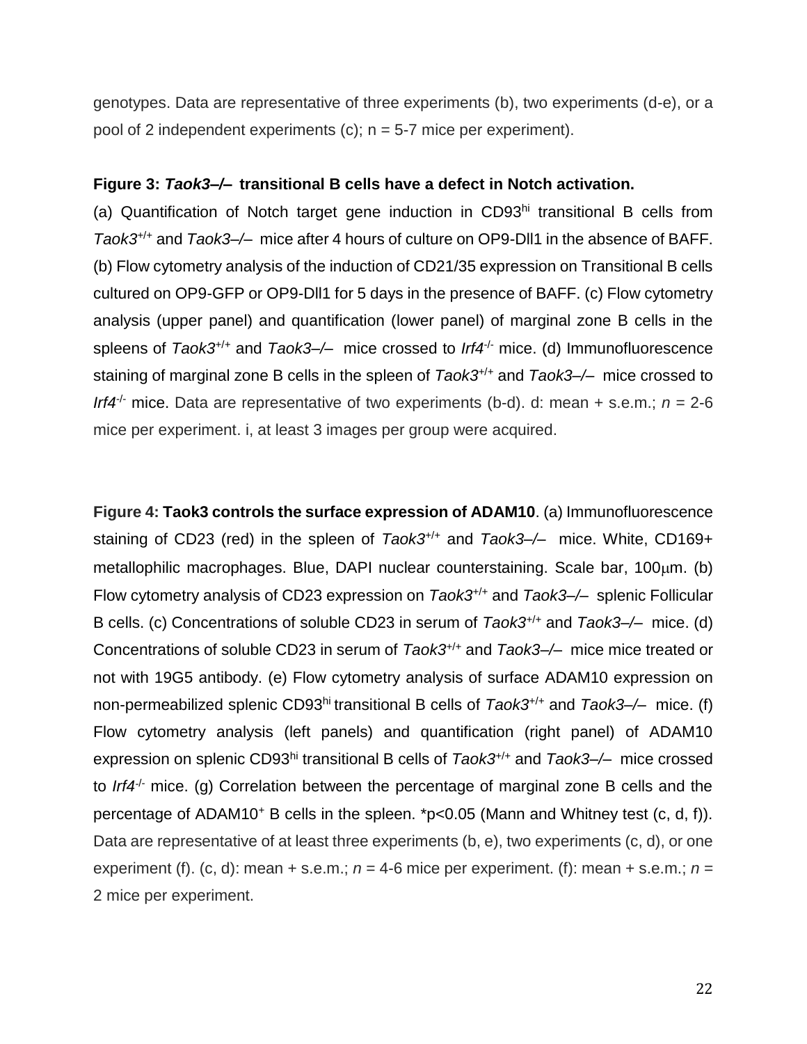genotypes. Data are representative of three experiments (b), two experiments (d-e), or a pool of 2 independent experiments (c); n = 5-7 mice per experiment).

**Figure 3: *Taok3–/–* transitional B cells have a defect in Notch activation.**

(a) Quantification of Notch target gene induction in $CD93^{hi}$ transitional B cells from $Taok3^{+/+}$ and *Taok3–/–* mice after 4 hours of culture on OP9-Dll1 in the absence of BAFF. (b) Flow cytometry analysis of the induction of CD21/35 expression on Transitional B cells cultured on OP9-GFP or OP9-Dll1 for 5 days in the presence of BAFF. (c) Flow cytometry analysis (upper panel) and quantification (lower panel) of marginal zone B cells in the spleens of $Taok3^{+/+}$ and *Taok3–/–* mice crossed to $Irf4^{-/-}$ mice. (d) Immunofluorescence staining of marginal zone B cells in the spleen of $Taok3^{+/+}$ and *Taok3–/–* mice crossed to $Irf4^{-/-}$ mice. Data are representative of two experiments (b-d). d: mean + s.e.m.; *n* = 2-6 mice per experiment. i, at least 3 images per group were acquired.

**Figure 4: Taok3 controls the surface expression of ADAM10**. (a) Immunofluorescence staining of CD23 (red) in the spleen of $Taok3^{+/+}$ and *Taok3–/–* mice. White, CD169+ metallophilic macrophages. Blue, DAPI nuclear counterstaining. Scale bar, 100μm. (b) Flow cytometry analysis of CD23 expression on $Taok3^{+/+}$ and *Taok3–/–* splenic Follicular B cells. (c) Concentrations of soluble CD23 in serum of $Taok3^{+/+}$ and *Taok3–/–* mice. (d) Concentrations of soluble CD23 in serum of $Taok3^{+/+}$ and *Taok3–/–* mice mice treated or not with 19G5 antibody. (e) Flow cytometry analysis of surface ADAM10 expression on non-permeabilized splenic $CD93^{hi}$ transitional B cells of $Taok3^{+/+}$ and *Taok3–/–* mice. (f) Flow cytometry analysis (left panels) and quantification (right panel) of ADAM10 expression on splenic $CD93^{hi}$ transitional B cells of $Taok3^{+/+}$ and *Taok3–/–* mice crossed to $Irf4^{-/-}$ mice. (g) Correlation between the percentage of marginal zone B cells and the percentage of $ADAM10^{+}$ B cells in the spleen. *$p<0.05$ (Mann and Whitney test (c, d, f)). Data are representative of at least three experiments (b, e), two experiments (c, d), or one experiment (f). (c, d): mean + s.e.m.; *n* = 4-6 mice per experiment. (f): mean + s.e.m.; *n* = 2 mice per experiment.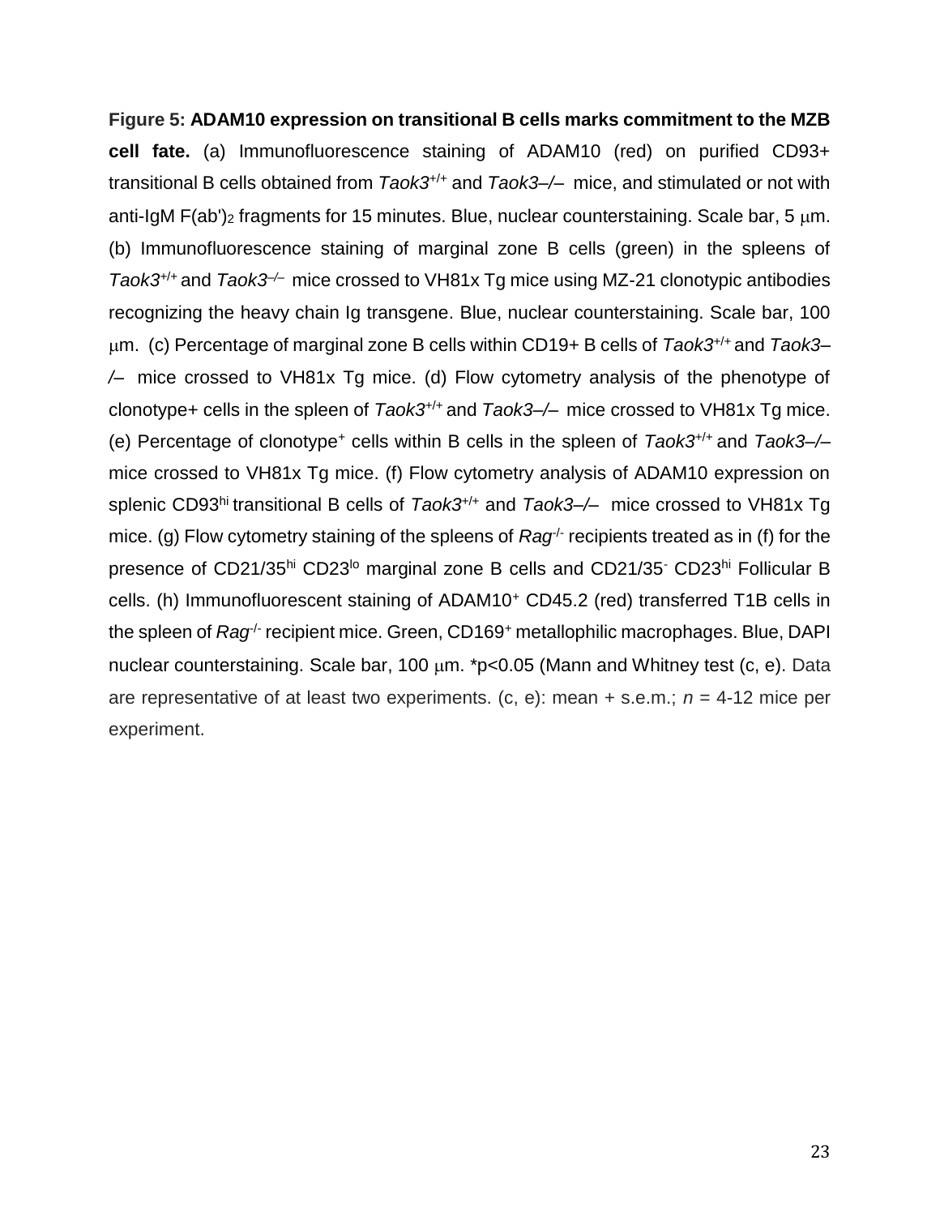**Figure 5: ADAM10 expression on transitional B cells marks commitment to the MZB cell fate.** (a) Immunofluorescence staining of ADAM10 (red) on purified CD93+ transitional B cells obtained from *Taok3*$^{+/+}$ and *Taok3*–/– mice, and stimulated or not with anti-IgM F(ab')$_2$ fragments for 15 minutes. Blue, nuclear counterstaining. Scale bar, 5 μm. (b) Immunofluorescence staining of marginal zone B cells (green) in the spleens of *Taok3*$^{+/+}$ and *Taok3*$^{–/–}$ mice crossed to VH81x Tg mice using MZ-21 clonotypic antibodies recognizing the heavy chain Ig transgene. Blue, nuclear counterstaining. Scale bar, 100 μm. (c) Percentage of marginal zone B cells within CD19+ B cells of *Taok3*$^{+/+}$ and *Taok3*–/– mice crossed to VH81x Tg mice. (d) Flow cytometry analysis of the phenotype of clonotype+ cells in the spleen of *Taok3*$^{+/+}$ and *Taok3*–/– mice crossed to VH81x Tg mice. (e) Percentage of clonotype$^{+}$ cells within B cells in the spleen of *Taok3*$^{+/+}$ and *Taok3*–/– mice crossed to VH81x Tg mice. (f) Flow cytometry analysis of ADAM10 expression on splenic CD93$^{hi}$ transitional B cells of *Taok3*$^{+/+}$ and *Taok3*–/– mice crossed to VH81x Tg mice. (g) Flow cytometry staining of the spleens of *Rag*$^{-/-}$ recipients treated as in (f) for the presence of CD21/35$^{hi}$ CD23$^{lo}$ marginal zone B cells and CD21/35$^{-}$ CD23$^{hi}$ Follicular B cells. (h) Immunofluorescent staining of ADAM10$^{+}$ CD45.2 (red) transferred T1B cells in the spleen of *Rag*$^{-/-}$ recipient mice. Green, CD169$^{+}$ metallophilic macrophages. Blue, DAPI nuclear counterstaining. Scale bar, 100 μm. *$p<0.05$ (Mann and Whitney test (c, e). Data are representative of at least two experiments. (c, e): mean + s.e.m.; $n$ = 4-12 mice per experiment.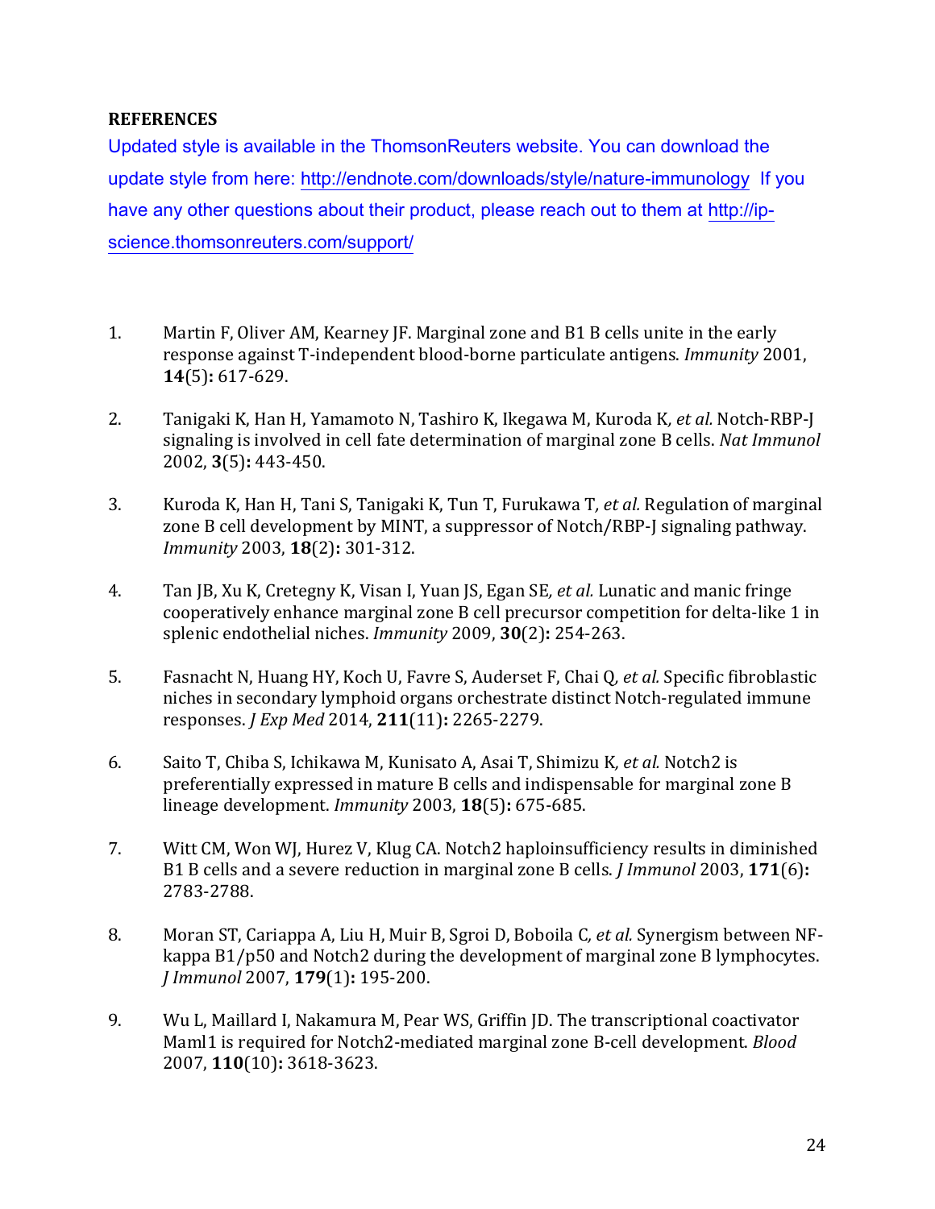## REFERENCES

Updated style is available in the ThomsonReuters website. You can download the update style from here: http://endnote.com/downloads/style/nature-immunology If you have any other questions about their product, please reach out to them at http://ip-science.thomsonreuters.com/support/

1. Martin F, Oliver AM, Kearney JF. Marginal zone and B1 B cells unite in the early response against T-independent blood-borne particulate antigens. *Immunity* 2001, **14**(5)**:** 617-629.

2. Tanigaki K, Han H, Yamamoto N, Tashiro K, Ikegawa M, Kuroda K*, et al.* Notch-RBP-J signaling is involved in cell fate determination of marginal zone B cells. *Nat Immunol* 2002, **3**(5)**:** 443-450.

3. Kuroda K, Han H, Tani S, Tanigaki K, Tun T, Furukawa T*, et al.* Regulation of marginal zone B cell development by MINT, a suppressor of Notch/RBP-J signaling pathway. *Immunity* 2003, **18**(2)**:** 301-312.

4. Tan JB, Xu K, Cretegny K, Visan I, Yuan JS, Egan SE*, et al.* Lunatic and manic fringe cooperatively enhance marginal zone B cell precursor competition for delta-like 1 in splenic endothelial niches. *Immunity* 2009, **30**(2)**:** 254-263.

5. Fasnacht N, Huang HY, Koch U, Favre S, Auderset F, Chai Q*, et al.* Specific fibroblastic niches in secondary lymphoid organs orchestrate distinct Notch-regulated immune responses. *J Exp Med* 2014, **211**(11)**:** 2265-2279.

6. Saito T, Chiba S, Ichikawa M, Kunisato A, Asai T, Shimizu K*, et al.* Notch2 is preferentially expressed in mature B cells and indispensable for marginal zone B lineage development. *Immunity* 2003, **18**(5)**:** 675-685.

7. Witt CM, Won WJ, Hurez V, Klug CA. Notch2 haploinsufficiency results in diminished B1 B cells and a severe reduction in marginal zone B cells. *J Immunol* 2003, **171**(6)**:** 2783-2788.

8. Moran ST, Cariappa A, Liu H, Muir B, Sgroi D, Boboila C*, et al.* Synergism between NF-kappa B1/p50 and Notch2 during the development of marginal zone B lymphocytes. *J Immunol* 2007, **179**(1)**:** 195-200.

9. Wu L, Maillard I, Nakamura M, Pear WS, Griffin JD. The transcriptional coactivator Maml1 is required for Notch2-mediated marginal zone B-cell development. *Blood* 2007, **110**(10)**:** 3618-3623.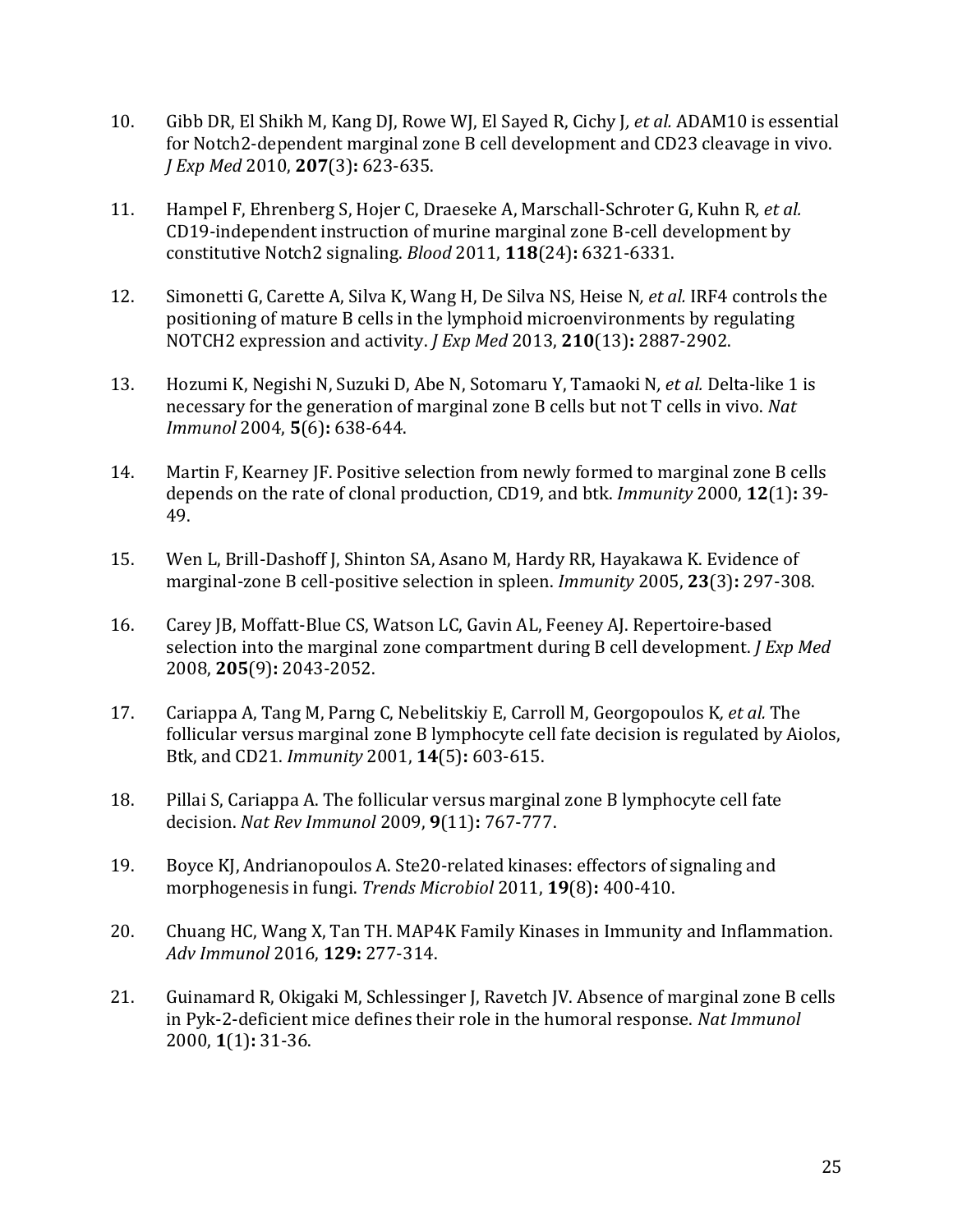10. Gibb DR, El Shikh M, Kang DJ, Rowe WJ, El Sayed R, Cichy J*, et al.* ADAM10 is essential for Notch2-dependent marginal zone B cell development and CD23 cleavage in vivo. *J Exp Med* 2010, **207**(3)**:** 623-635.

11. Hampel F, Ehrenberg S, Hojer C, Draeseke A, Marschall-Schroter G, Kuhn R*, et al.* CD19-independent instruction of murine marginal zone B-cell development by constitutive Notch2 signaling. *Blood* 2011, **118**(24)**:** 6321-6331.

12. Simonetti G, Carette A, Silva K, Wang H, De Silva NS, Heise N*, et al.* IRF4 controls the positioning of mature B cells in the lymphoid microenvironments by regulating NOTCH2 expression and activity. *J Exp Med* 2013, **210**(13)**:** 2887-2902.

13. Hozumi K, Negishi N, Suzuki D, Abe N, Sotomaru Y, Tamaoki N*, et al.* Delta-like 1 is necessary for the generation of marginal zone B cells but not T cells in vivo. *Nat Immunol* 2004, **5**(6)**:** 638-644.

14. Martin F, Kearney JF. Positive selection from newly formed to marginal zone B cells depends on the rate of clonal production, CD19, and btk. *Immunity* 2000, **12**(1)**:** 39-49.

15. Wen L, Brill-Dashoff J, Shinton SA, Asano M, Hardy RR, Hayakawa K. Evidence of marginal-zone B cell-positive selection in spleen. *Immunity* 2005, **23**(3)**:** 297-308.

16. Carey JB, Moffatt-Blue CS, Watson LC, Gavin AL, Feeney AJ. Repertoire-based selection into the marginal zone compartment during B cell development. *J Exp Med* 2008, **205**(9)**:** 2043-2052.

17. Cariappa A, Tang M, Parng C, Nebelitskiy E, Carroll M, Georgopoulos K*, et al.* The follicular versus marginal zone B lymphocyte cell fate decision is regulated by Aiolos, Btk, and CD21. *Immunity* 2001, **14**(5)**:** 603-615.

18. Pillai S, Cariappa A. The follicular versus marginal zone B lymphocyte cell fate decision. *Nat Rev Immunol* 2009, **9**(11)**:** 767-777.

19. Boyce KJ, Andrianopoulos A. Ste20-related kinases: effectors of signaling and morphogenesis in fungi. *Trends Microbiol* 2011, **19**(8)**:** 400-410.

20. Chuang HC, Wang X, Tan TH. MAP4K Family Kinases in Immunity and Inflammation. *Adv Immunol* 2016, **129:** 277-314.

21. Guinamard R, Okigaki M, Schlessinger J, Ravetch JV. Absence of marginal zone B cells in Pyk-2-deficient mice defines their role in the humoral response. *Nat Immunol* 2000, **1**(1)**:** 31-36.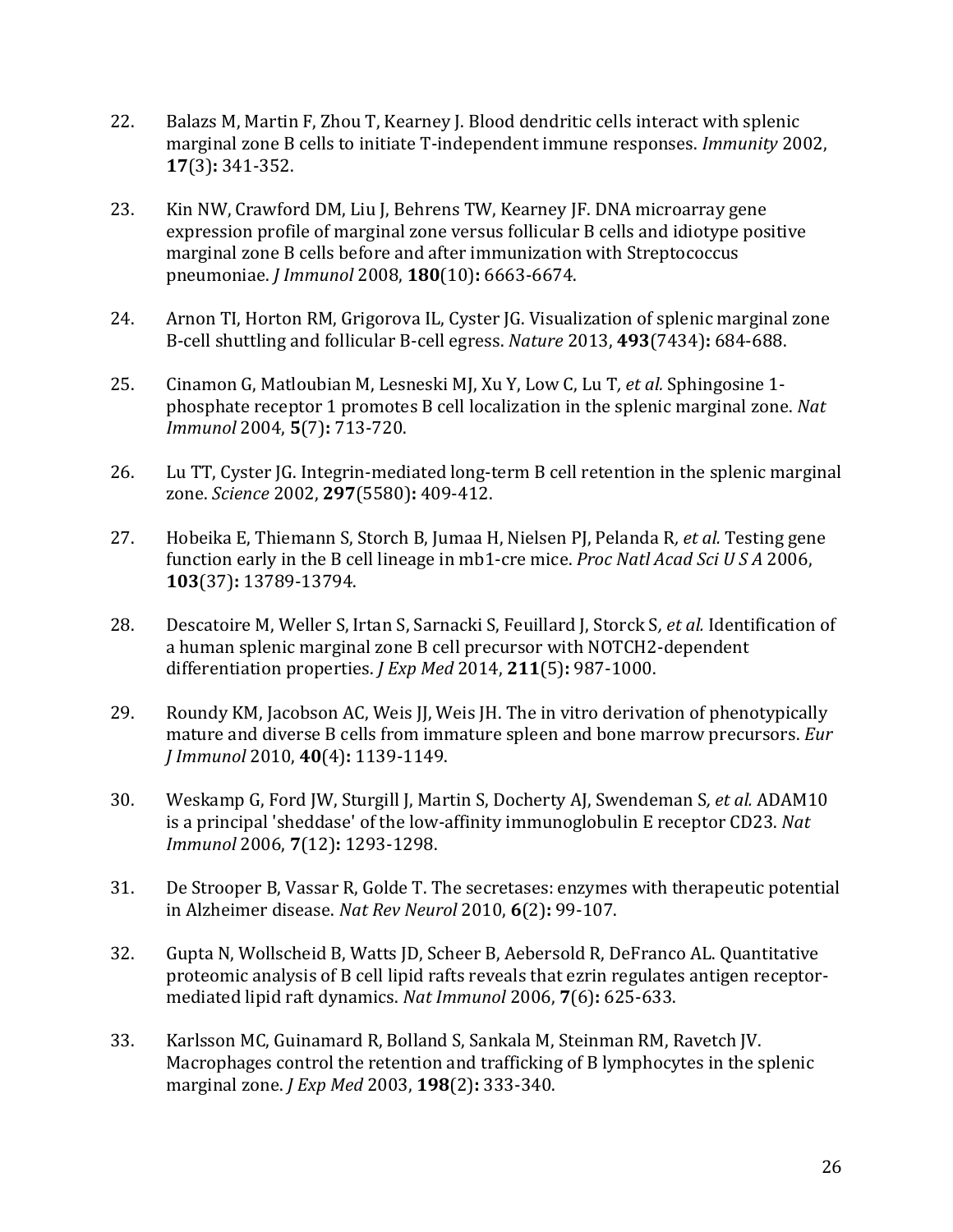22. Balazs M, Martin F, Zhou T, Kearney J. Blood dendritic cells interact with splenic marginal zone B cells to initiate T-independent immune responses. *Immunity* 2002, **17**(3)**:** 341-352.

23. Kin NW, Crawford DM, Liu J, Behrens TW, Kearney JF. DNA microarray gene expression profile of marginal zone versus follicular B cells and idiotype positive marginal zone B cells before and after immunization with Streptococcus pneumoniae. *J Immunol* 2008, **180**(10)**:** 6663-6674.

24. Arnon TI, Horton RM, Grigorova IL, Cyster JG. Visualization of splenic marginal zone B-cell shuttling and follicular B-cell egress. *Nature* 2013, **493**(7434)**:** 684-688.

25. Cinamon G, Matloubian M, Lesneski MJ, Xu Y, Low C, Lu T*, et al.* Sphingosine 1-phosphate receptor 1 promotes B cell localization in the splenic marginal zone. *Nat Immunol* 2004, **5**(7)**:** 713-720.

26. Lu TT, Cyster JG. Integrin-mediated long-term B cell retention in the splenic marginal zone. *Science* 2002, **297**(5580)**:** 409-412.

27. Hobeika E, Thiemann S, Storch B, Jumaa H, Nielsen PJ, Pelanda R*, et al.* Testing gene function early in the B cell lineage in mb1-cre mice. *Proc Natl Acad Sci U S A* 2006, **103**(37)**:** 13789-13794.

28. Descatoire M, Weller S, Irtan S, Sarnacki S, Feuillard J, Storck S*, et al.* Identification of a human splenic marginal zone B cell precursor with NOTCH2-dependent differentiation properties. *J Exp Med* 2014, **211**(5)**:** 987-1000.

29. Roundy KM, Jacobson AC, Weis JJ, Weis JH. The in vitro derivation of phenotypically mature and diverse B cells from immature spleen and bone marrow precursors. *Eur J Immunol* 2010, **40**(4)**:** 1139-1149.

30. Weskamp G, Ford JW, Sturgill J, Martin S, Docherty AJ, Swendeman S*, et al.* ADAM10 is a principal 'sheddase' of the low-affinity immunoglobulin E receptor CD23. *Nat Immunol* 2006, **7**(12)**:** 1293-1298.

31. De Strooper B, Vassar R, Golde T. The secretases: enzymes with therapeutic potential in Alzheimer disease. *Nat Rev Neurol* 2010, **6**(2)**:** 99-107.

32. Gupta N, Wollscheid B, Watts JD, Scheer B, Aebersold R, DeFranco AL. Quantitative proteomic analysis of B cell lipid rafts reveals that ezrin regulates antigen receptor-mediated lipid raft dynamics. *Nat Immunol* 2006, **7**(6)**:** 625-633.

33. Karlsson MC, Guinamard R, Bolland S, Sankala M, Steinman RM, Ravetch JV. Macrophages control the retention and trafficking of B lymphocytes in the splenic marginal zone. *J Exp Med* 2003, **198**(2)**:** 333-340.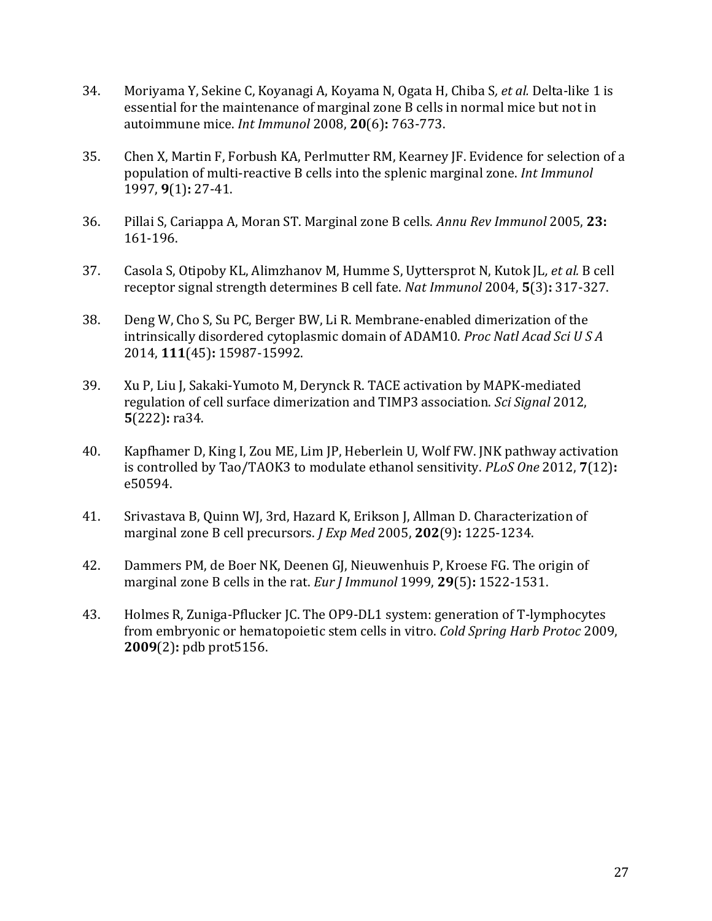34. Moriyama Y, Sekine C, Koyanagi A, Koyama N, Ogata H, Chiba S, *et al.* Delta-like 1 is essential for the maintenance of marginal zone B cells in normal mice but not in autoimmune mice. *Int Immunol* 2008, **20**(6)**:** 763-773.

35. Chen X, Martin F, Forbush KA, Perlmutter RM, Kearney JF. Evidence for selection of a population of multi-reactive B cells into the splenic marginal zone. *Int Immunol* 1997, **9**(1)**:** 27-41.

36. Pillai S, Cariappa A, Moran ST. Marginal zone B cells. *Annu Rev Immunol* 2005, **23:** 161-196.

37. Casola S, Otipoby KL, Alimzhanov M, Humme S, Uyttersprot N, Kutok JL, *et al.* B cell receptor signal strength determines B cell fate. *Nat Immunol* 2004, **5**(3)**:** 317-327.

38. Deng W, Cho S, Su PC, Berger BW, Li R. Membrane-enabled dimerization of the intrinsically disordered cytoplasmic domain of ADAM10. *Proc Natl Acad Sci U S A* 2014, **111**(45)**:** 15987-15992.

39. Xu P, Liu J, Sakaki-Yumoto M, Derynck R. TACE activation by MAPK-mediated regulation of cell surface dimerization and TIMP3 association. *Sci Signal* 2012, **5**(222)**:** ra34.

40. Kapfhamer D, King I, Zou ME, Lim JP, Heberlein U, Wolf FW. JNK pathway activation is controlled by Tao/TAOK3 to modulate ethanol sensitivity. *PLoS One* 2012, **7**(12)**:** e50594.

41. Srivastava B, Quinn WJ, 3rd, Hazard K, Erikson J, Allman D. Characterization of marginal zone B cell precursors. *J Exp Med* 2005, **202**(9)**:** 1225-1234.

42. Dammers PM, de Boer NK, Deenen GJ, Nieuwenhuis P, Kroese FG. The origin of marginal zone B cells in the rat. *Eur J Immunol* 1999, **29**(5)**:** 1522-1531.

43. Holmes R, Zuniga-Pflucker JC. The OP9-DL1 system: generation of T-lymphocytes from embryonic or hematopoietic stem cells in vitro. *Cold Spring Harb Protoc* 2009, **2009**(2)**:** pdb prot5156.